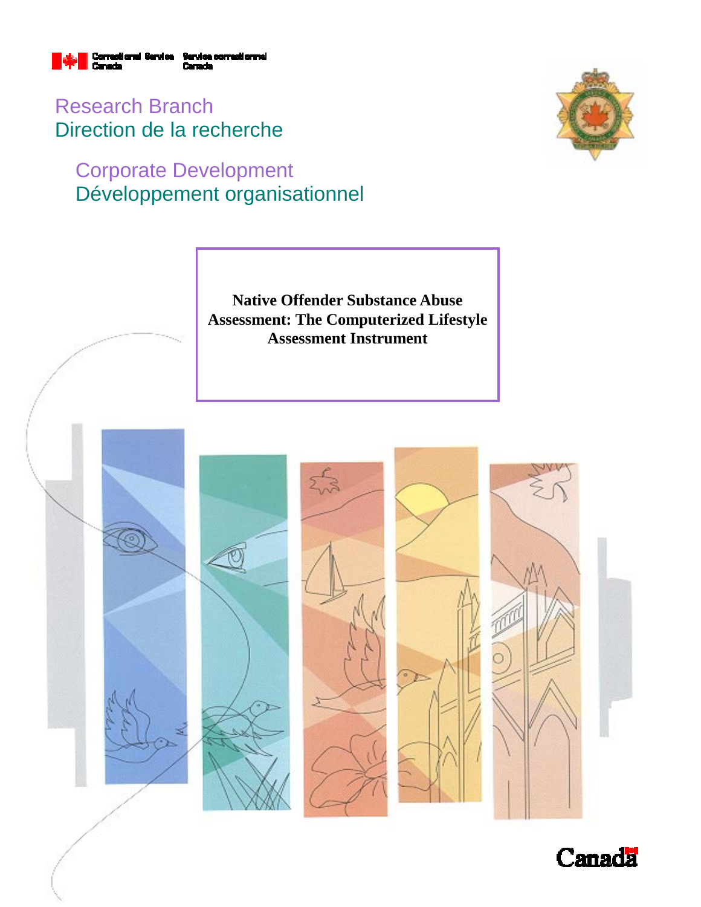Correctional Service Canada / Service correctionnel Canada

Research Branch
Direction de la recherche

Corporate Development
Développement organisationnel

# Native Offender Substance Abuse Assessment: The Computerized Lifestyle Assessment Instrument

Canada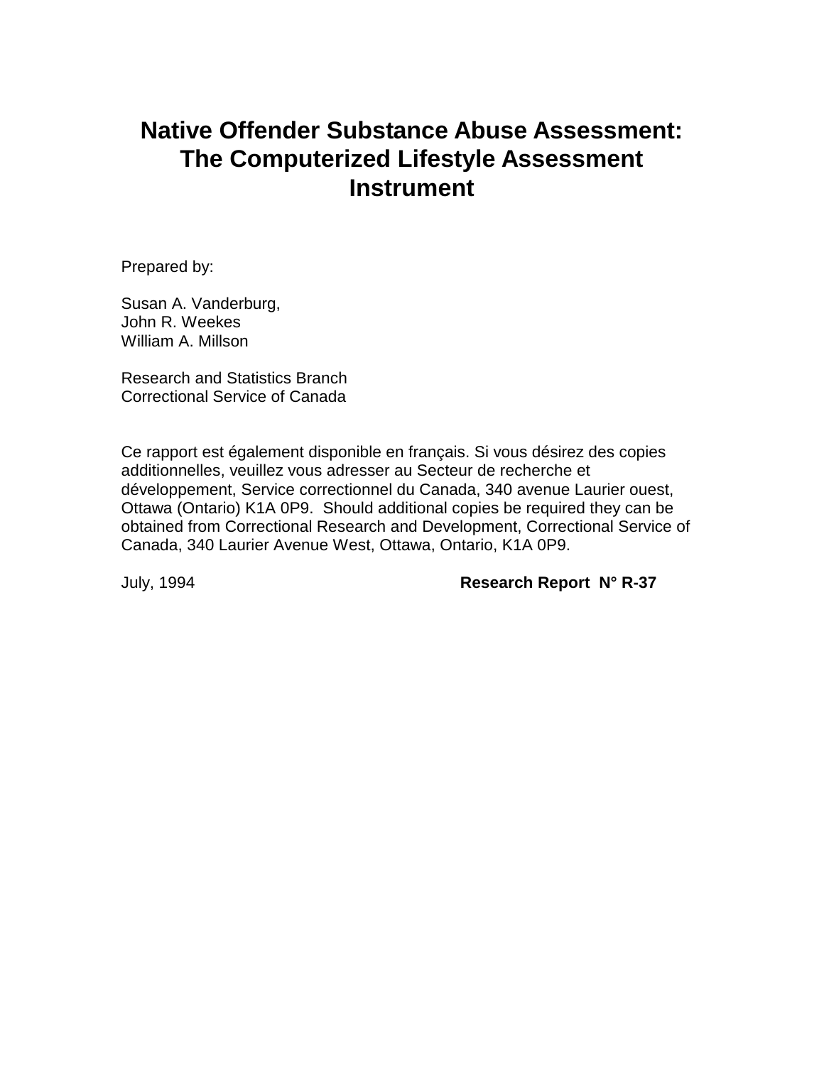# Native Offender Substance Abuse Assessment: The Computerized Lifestyle Assessment Instrument

Prepared by:

Susan A. Vanderburg,
John R. Weekes
William A. Millson

Research and Statistics Branch
Correctional Service of Canada

Ce rapport est également disponible en français. Si vous désirez des copies additionnelles, veuillez vous adresser au Secteur de recherche et développement, Service correctionnel du Canada, 340 avenue Laurier ouest, Ottawa (Ontario) K1A 0P9. Should additional copies be required they can be obtained from Correctional Research and Development, Correctional Service of Canada, 340 Laurier Avenue West, Ottawa, Ontario, K1A 0P9.

July, 1994 **Research Report N° R-37**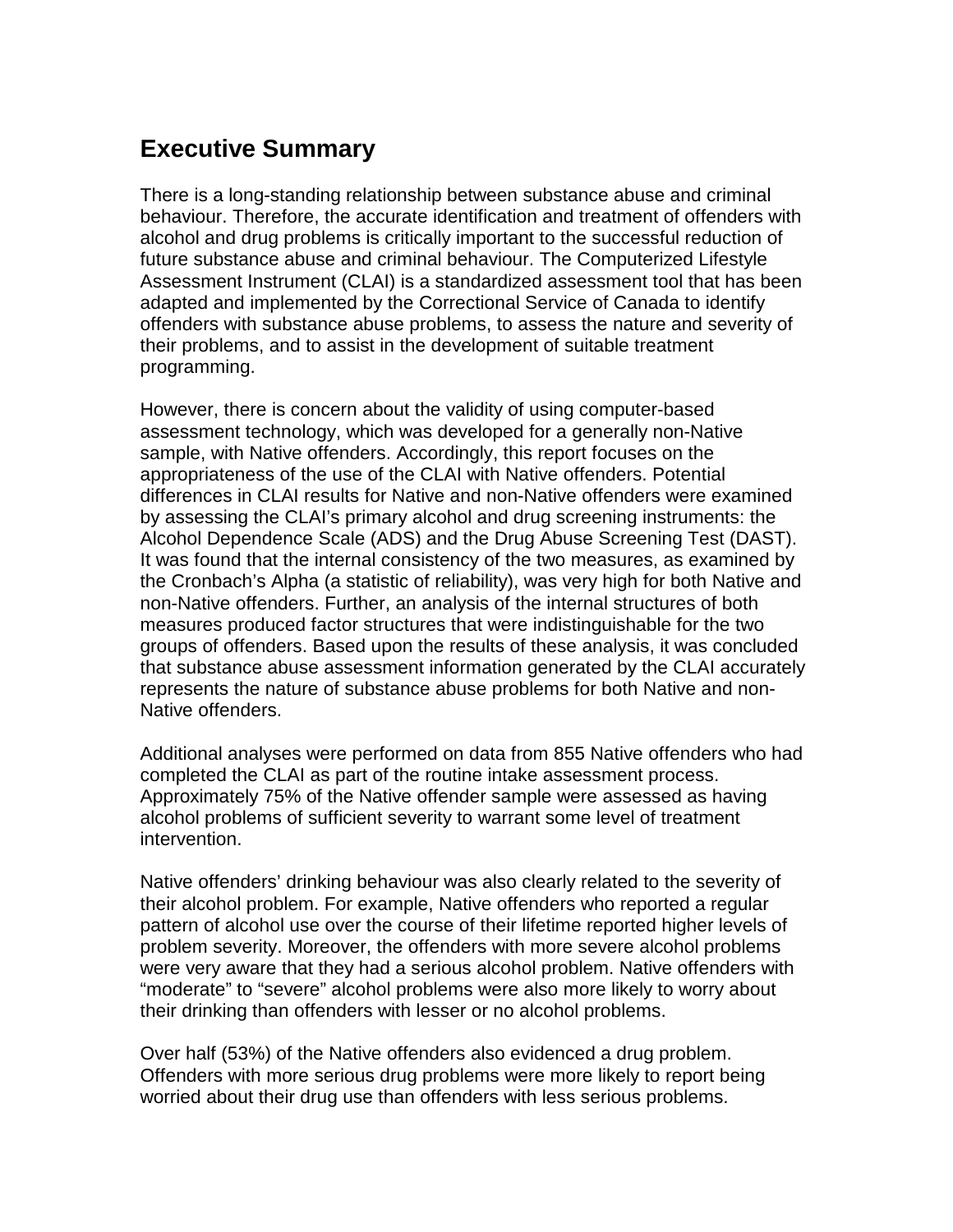## Executive Summary

There is a long-standing relationship between substance abuse and criminal behaviour. Therefore, the accurate identification and treatment of offenders with alcohol and drug problems is critically important to the successful reduction of future substance abuse and criminal behaviour. The Computerized Lifestyle Assessment Instrument (CLAI) is a standardized assessment tool that has been adapted and implemented by the Correctional Service of Canada to identify offenders with substance abuse problems, to assess the nature and severity of their problems, and to assist in the development of suitable treatment programming.

However, there is concern about the validity of using computer-based assessment technology, which was developed for a generally non-Native sample, with Native offenders. Accordingly, this report focuses on the appropriateness of the use of the CLAI with Native offenders. Potential differences in CLAI results for Native and non-Native offenders were examined by assessing the CLAI's primary alcohol and drug screening instruments: the Alcohol Dependence Scale (ADS) and the Drug Abuse Screening Test (DAST). It was found that the internal consistency of the two measures, as examined by the Cronbach's Alpha (a statistic of reliability), was very high for both Native and non-Native offenders. Further, an analysis of the internal structures of both measures produced factor structures that were indistinguishable for the two groups of offenders. Based upon the results of these analysis, it was concluded that substance abuse assessment information generated by the CLAI accurately represents the nature of substance abuse problems for both Native and non-Native offenders.

Additional analyses were performed on data from 855 Native offenders who had completed the CLAI as part of the routine intake assessment process. Approximately 75% of the Native offender sample were assessed as having alcohol problems of sufficient severity to warrant some level of treatment intervention.

Native offenders' drinking behaviour was also clearly related to the severity of their alcohol problem. For example, Native offenders who reported a regular pattern of alcohol use over the course of their lifetime reported higher levels of problem severity. Moreover, the offenders with more severe alcohol problems were very aware that they had a serious alcohol problem. Native offenders with "moderate" to "severe" alcohol problems were also more likely to worry about their drinking than offenders with lesser or no alcohol problems.

Over half (53%) of the Native offenders also evidenced a drug problem. Offenders with more serious drug problems were more likely to report being worried about their drug use than offenders with less serious problems.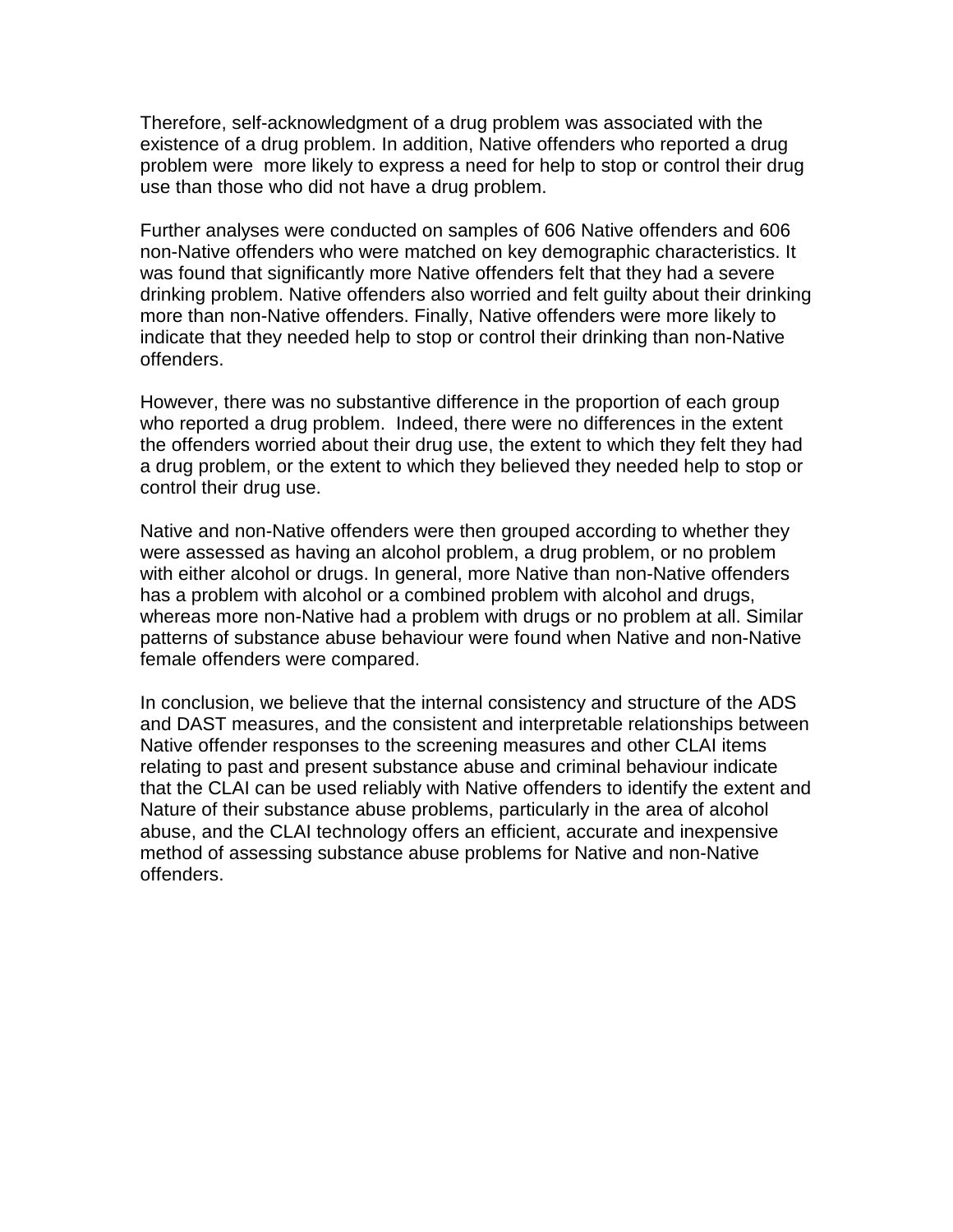Therefore, self-acknowledgment of a drug problem was associated with the existence of a drug problem. In addition, Native offenders who reported a drug problem were more likely to express a need for help to stop or control their drug use than those who did not have a drug problem.

Further analyses were conducted on samples of 606 Native offenders and 606 non-Native offenders who were matched on key demographic characteristics. It was found that significantly more Native offenders felt that they had a severe drinking problem. Native offenders also worried and felt guilty about their drinking more than non-Native offenders. Finally, Native offenders were more likely to indicate that they needed help to stop or control their drinking than non-Native offenders.

However, there was no substantive difference in the proportion of each group who reported a drug problem. Indeed, there were no differences in the extent the offenders worried about their drug use, the extent to which they felt they had a drug problem, or the extent to which they believed they needed help to stop or control their drug use.

Native and non-Native offenders were then grouped according to whether they were assessed as having an alcohol problem, a drug problem, or no problem with either alcohol or drugs. In general, more Native than non-Native offenders has a problem with alcohol or a combined problem with alcohol and drugs, whereas more non-Native had a problem with drugs or no problem at all. Similar patterns of substance abuse behaviour were found when Native and non-Native female offenders were compared.

In conclusion, we believe that the internal consistency and structure of the ADS and DAST measures, and the consistent and interpretable relationships between Native offender responses to the screening measures and other CLAI items relating to past and present substance abuse and criminal behaviour indicate that the CLAI can be used reliably with Native offenders to identify the extent and Nature of their substance abuse problems, particularly in the area of alcohol abuse, and the CLAI technology offers an efficient, accurate and inexpensive method of assessing substance abuse problems for Native and non-Native offenders.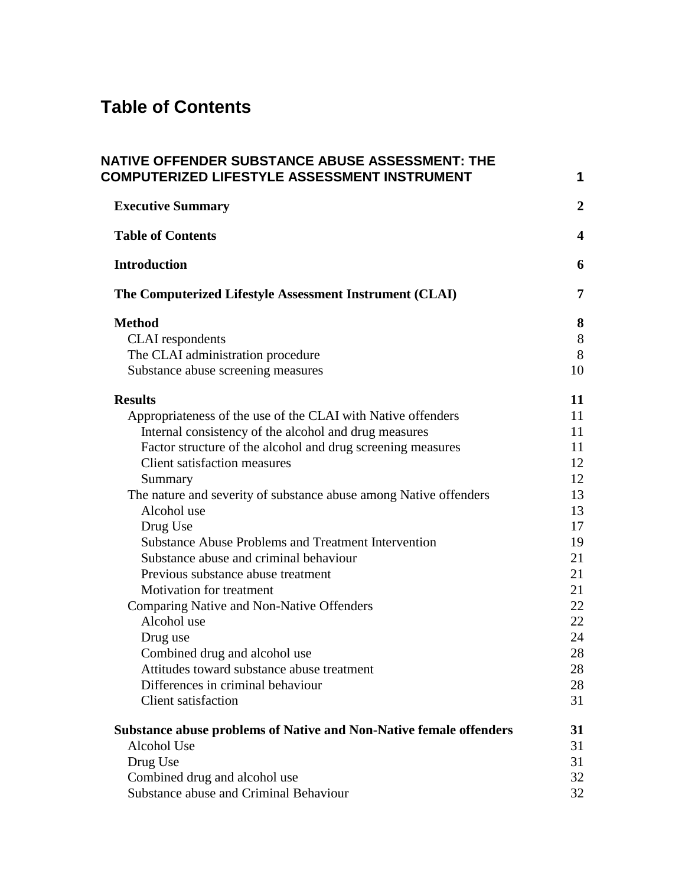# Table of Contents

**NATIVE OFFENDER SUBSTANCE ABUSE ASSESSMENT: THE COMPUTERIZED LIFESTYLE ASSESSMENT INSTRUMENT** **1**

**Executive Summary** **2**

**Table of Contents** **4**

**Introduction** **6**

**The Computerized Lifestyle Assessment Instrument (CLAI)** **7**

**Method** **8**
- CLAI respondents 8
- The CLAI administration procedure 8
- Substance abuse screening measures 10

**Results** **11**
- Appropriateness of the use of the CLAI with Native offenders 11
  - Internal consistency of the alcohol and drug measures 11
  - Factor structure of the alcohol and drug screening measures 11
  - Client satisfaction measures 12
  - Summary 12
- The nature and severity of substance abuse among Native offenders 13
  - Alcohol use 13
  - Drug Use 17
  - Substance Abuse Problems and Treatment Intervention 19
  - Substance abuse and criminal behaviour 21
  - Previous substance abuse treatment 21
  - Motivation for treatment 21
- Comparing Native and Non-Native Offenders 22
  - Alcohol use 22
  - Drug use 24
  - Combined drug and alcohol use 28
  - Attitudes toward substance abuse treatment 28
  - Differences in criminal behaviour 28
  - Client satisfaction 31

**Substance abuse problems of Native and Non-Native female offenders** **31**
- Alcohol Use 31
- Drug Use 31
- Combined drug and alcohol use 32
- Substance abuse and Criminal Behaviour 32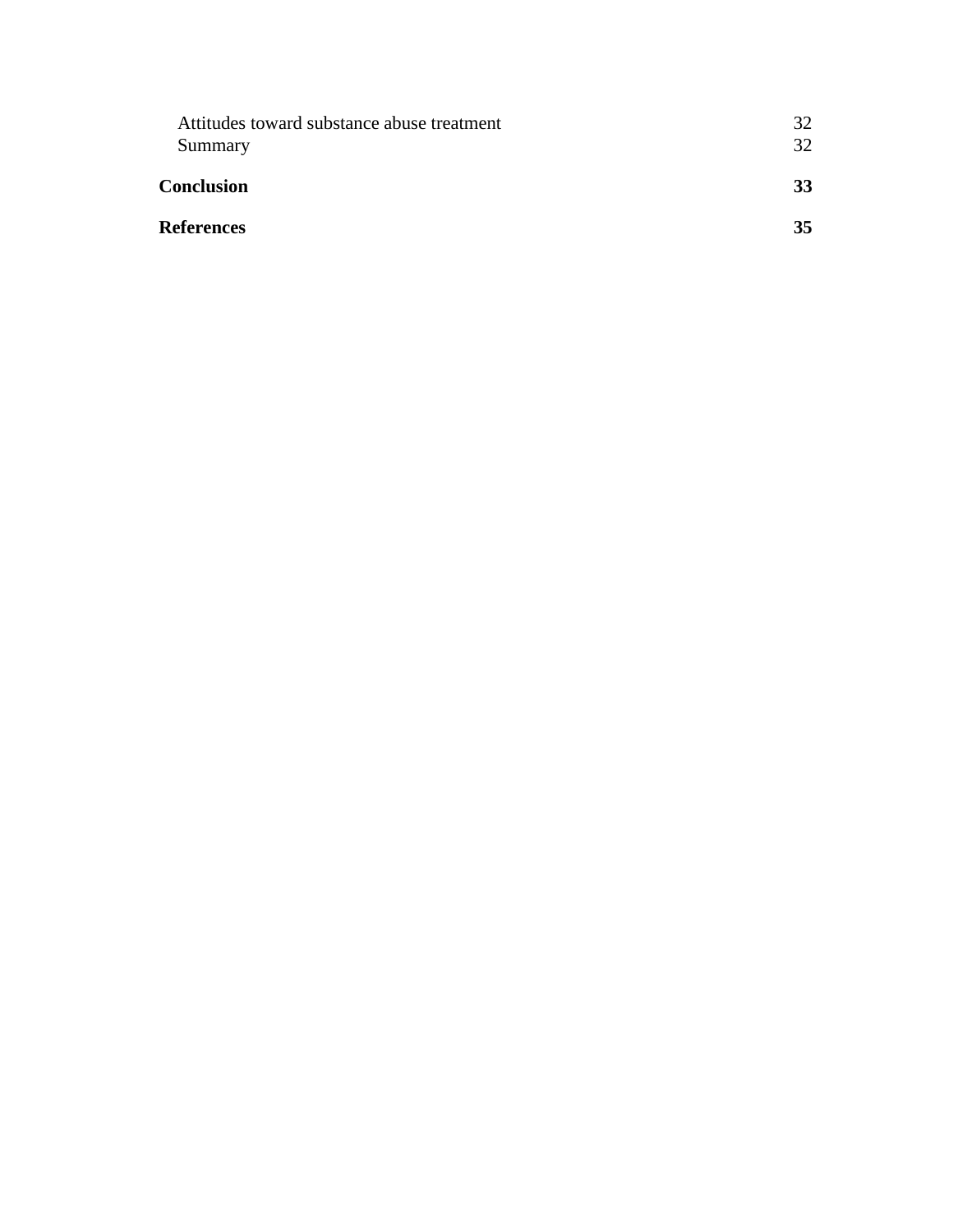Attitudes toward substance abuse treatment 32
Summary 32

**Conclusion 33**

**References 35**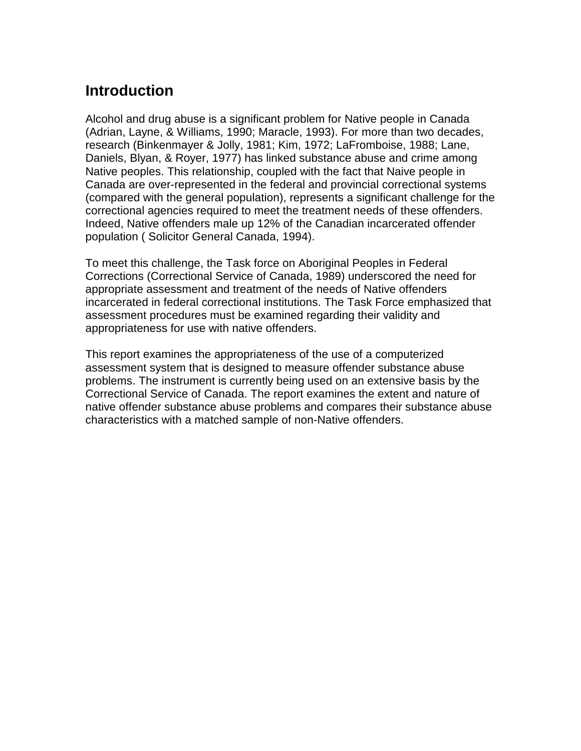## Introduction

Alcohol and drug abuse is a significant problem for Native people in Canada (Adrian, Layne, & Williams, 1990; Maracle, 1993). For more than two decades, research (Binkenmayer & Jolly, 1981; Kim, 1972; LaFromboise, 1988; Lane, Daniels, Blyan, & Royer, 1977) has linked substance abuse and crime among Native peoples. This relationship, coupled with the fact that Naive people in Canada are over-represented in the federal and provincial correctional systems (compared with the general population), represents a significant challenge for the correctional agencies required to meet the treatment needs of these offenders. Indeed, Native offenders male up 12% of the Canadian incarcerated offender population ( Solicitor General Canada, 1994).

To meet this challenge, the Task force on Aboriginal Peoples in Federal Corrections (Correctional Service of Canada, 1989) underscored the need for appropriate assessment and treatment of the needs of Native offenders incarcerated in federal correctional institutions. The Task Force emphasized that assessment procedures must be examined regarding their validity and appropriateness for use with native offenders.

This report examines the appropriateness of the use of a computerized assessment system that is designed to measure offender substance abuse problems. The instrument is currently being used on an extensive basis by the Correctional Service of Canada. The report examines the extent and nature of native offender substance abuse problems and compares their substance abuse characteristics with a matched sample of non-Native offenders.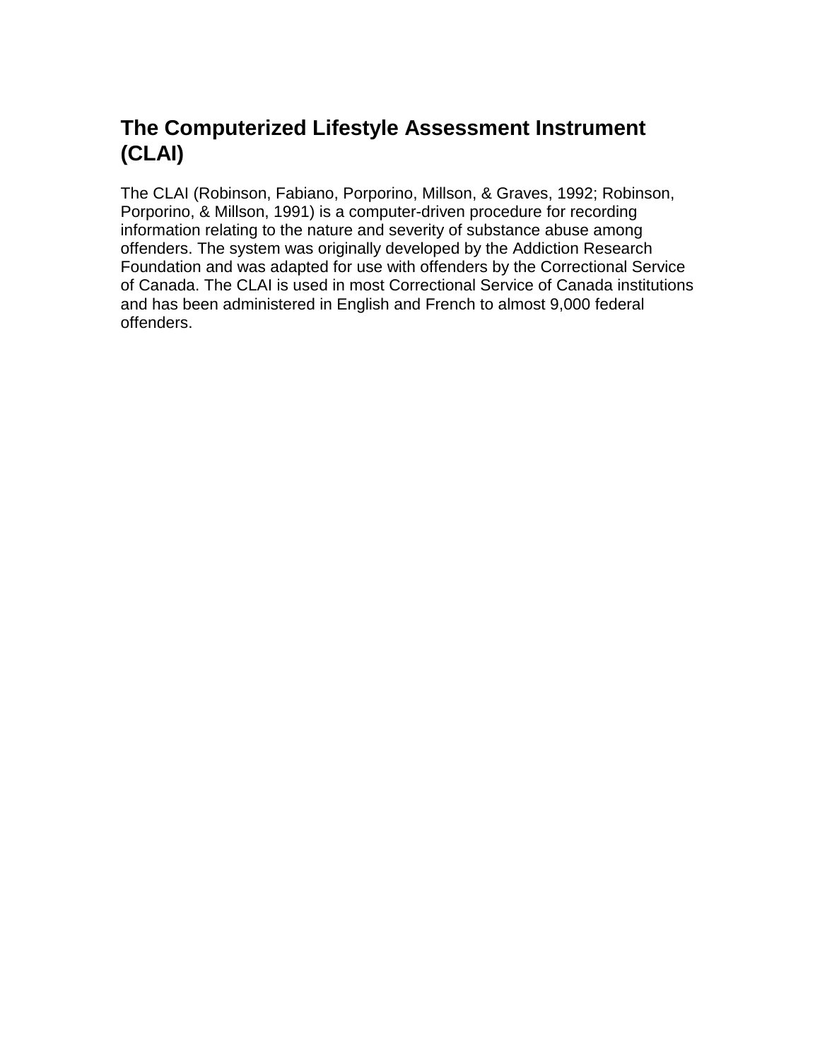## The Computerized Lifestyle Assessment Instrument (CLAI)

The CLAI (Robinson, Fabiano, Porporino, Millson, & Graves, 1992; Robinson, Porporino, & Millson, 1991) is a computer-driven procedure for recording information relating to the nature and severity of substance abuse among offenders. The system was originally developed by the Addiction Research Foundation and was adapted for use with offenders by the Correctional Service of Canada. The CLAI is used in most Correctional Service of Canada institutions and has been administered in English and French to almost 9,000 federal offenders.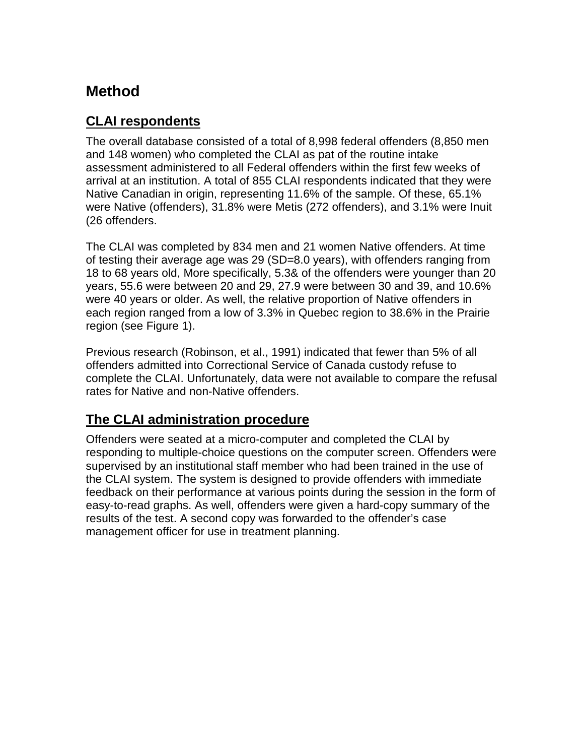# Method

## CLAI respondents

The overall database consisted of a total of 8,998 federal offenders (8,850 men and 148 women) who completed the CLAI as pat of the routine intake assessment administered to all Federal offenders within the first few weeks of arrival at an institution. A total of 855 CLAI respondents indicated that they were Native Canadian in origin, representing 11.6% of the sample. Of these, 65.1% were Native (offenders), 31.8% were Metis (272 offenders), and 3.1% were Inuit (26 offenders.

The CLAI was completed by 834 men and 21 women Native offenders. At time of testing their average age was 29 (SD=8.0 years), with offenders ranging from 18 to 68 years old, More specifically, 5.3& of the offenders were younger than 20 years, 55.6 were between 20 and 29, 27.9 were between 30 and 39, and 10.6% were 40 years or older. As well, the relative proportion of Native offenders in each region ranged from a low of 3.3% in Quebec region to 38.6% in the Prairie region (see Figure 1).

Previous research (Robinson, et al., 1991) indicated that fewer than 5% of all offenders admitted into Correctional Service of Canada custody refuse to complete the CLAI. Unfortunately, data were not available to compare the refusal rates for Native and non-Native offenders.

## The CLAI administration procedure

Offenders were seated at a micro-computer and completed the CLAI by responding to multiple-choice questions on the computer screen. Offenders were supervised by an institutional staff member who had been trained in the use of the CLAI system. The system is designed to provide offenders with immediate feedback on their performance at various points during the session in the form of easy-to-read graphs. As well, offenders were given a hard-copy summary of the results of the test. A second copy was forwarded to the offender's case management officer for use in treatment planning.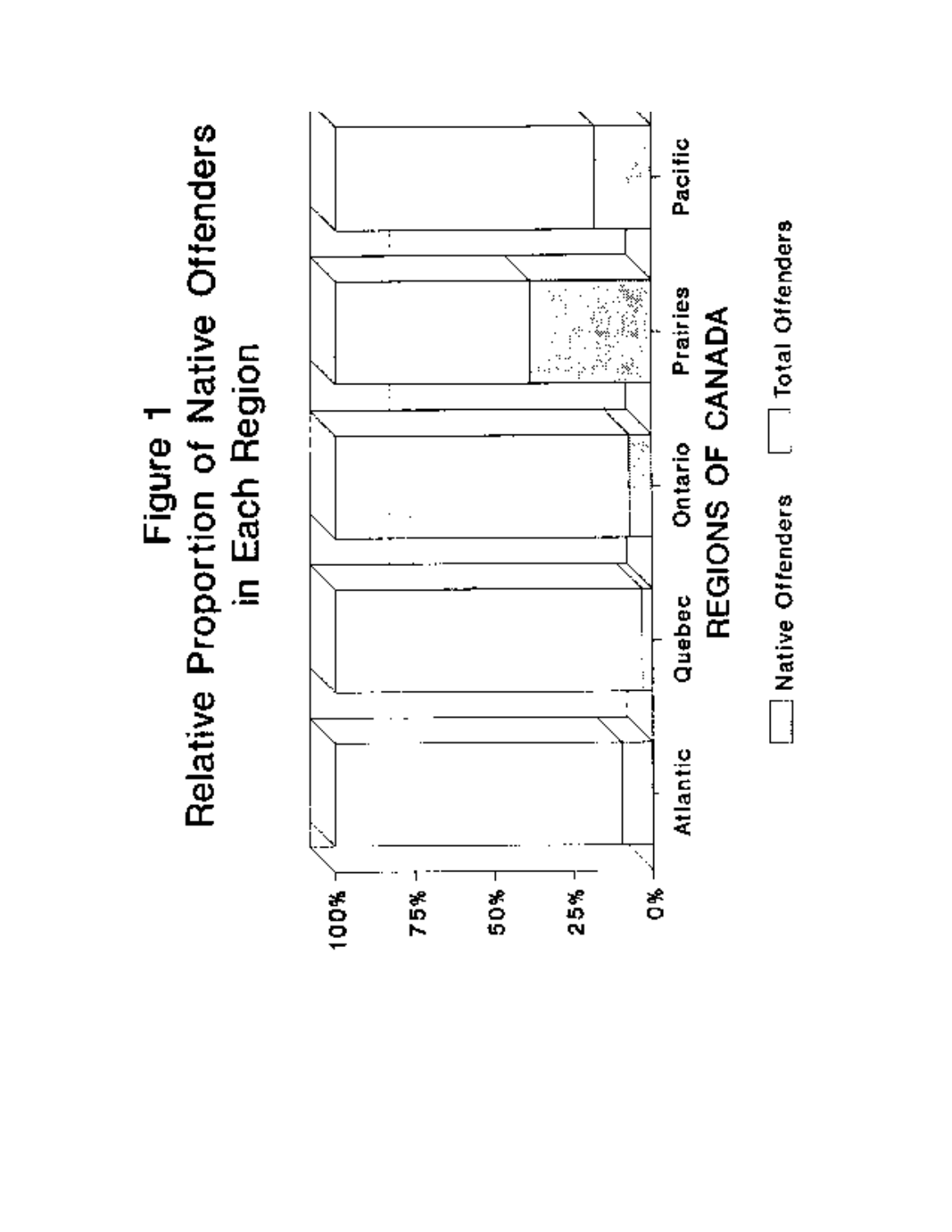# Figure 1
## Relative Proportion of Native Offenders in Each Region

100%
75%
50%
25%
0%

Atlantic Quebec Ontario Prairies Pacific

REGIONS OF CANADA

Native Offenders Total Offenders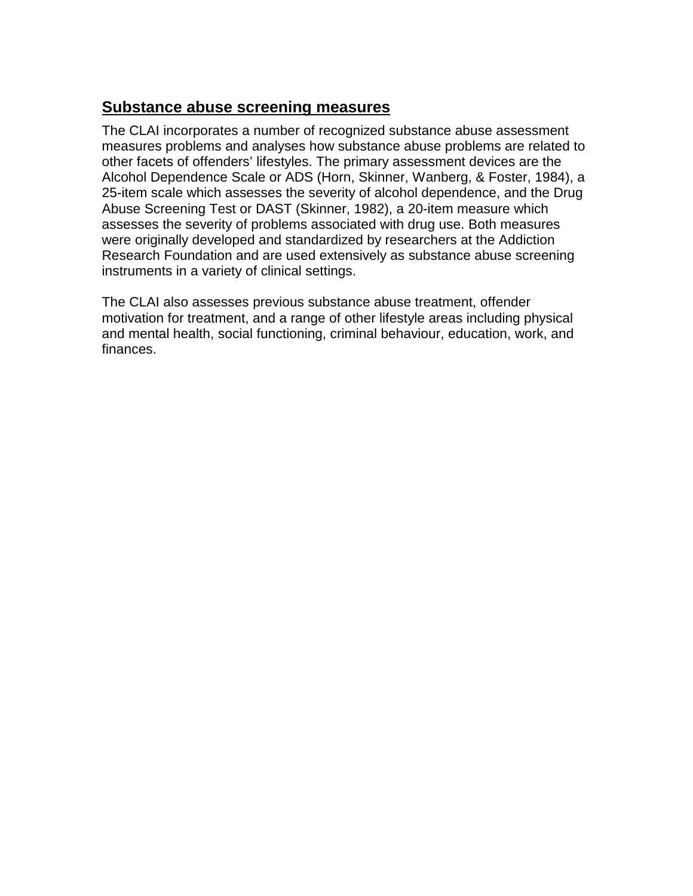## Substance abuse screening measures

The CLAI incorporates a number of recognized substance abuse assessment measures problems and analyses how substance abuse problems are related to other facets of offenders' lifestyles. The primary assessment devices are the Alcohol Dependence Scale or ADS (Horn, Skinner, Wanberg, & Foster, 1984), a 25-item scale which assesses the severity of alcohol dependence, and the Drug Abuse Screening Test or DAST (Skinner, 1982), a 20-item measure which assesses the severity of problems associated with drug use. Both measures were originally developed and standardized by researchers at the Addiction Research Foundation and are used extensively as substance abuse screening instruments in a variety of clinical settings.

The CLAI also assesses previous substance abuse treatment, offender motivation for treatment, and a range of other lifestyle areas including physical and mental health, social functioning, criminal behaviour, education, work, and finances.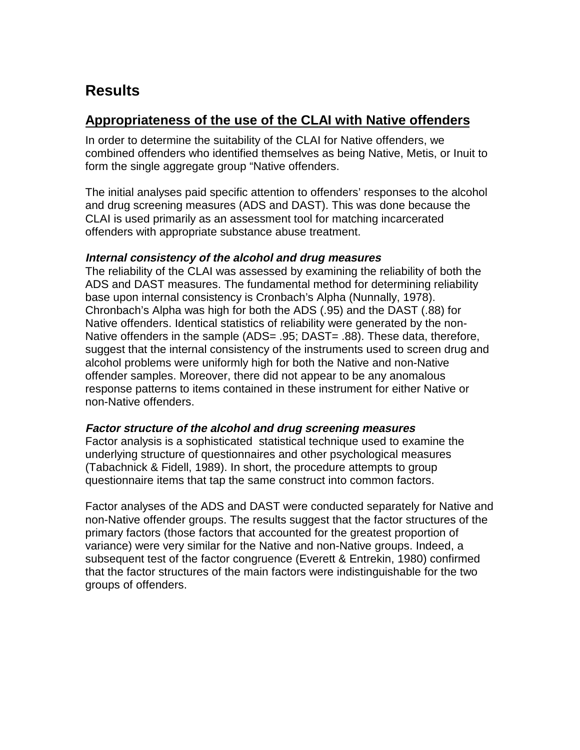# Results

## Appropriateness of the use of the CLAI with Native offenders

In order to determine the suitability of the CLAI for Native offenders, we combined offenders who identified themselves as being Native, Metis, or Inuit to form the single aggregate group "Native offenders.

The initial analyses paid specific attention to offenders' responses to the alcohol and drug screening measures (ADS and DAST). This was done because the CLAI is used primarily as an assessment tool for matching incarcerated offenders with appropriate substance abuse treatment.

### *Internal consistency of the alcohol and drug measures*

The reliability of the CLAI was assessed by examining the reliability of both the ADS and DAST measures. The fundamental method for determining reliability base upon internal consistency is Cronbach's Alpha (Nunnally, 1978). Chronbach's Alpha was high for both the ADS (.95) and the DAST (.88) for Native offenders. Identical statistics of reliability were generated by the non-Native offenders in the sample (ADS= .95; DAST= .88). These data, therefore, suggest that the internal consistency of the instruments used to screen drug and alcohol problems were uniformly high for both the Native and non-Native offender samples. Moreover, there did not appear to be any anomalous response patterns to items contained in these instrument for either Native or non-Native offenders.

### *Factor structure of the alcohol and drug screening measures*

Factor analysis is a sophisticated statistical technique used to examine the underlying structure of questionnaires and other psychological measures (Tabachnick & Fidell, 1989). In short, the procedure attempts to group questionnaire items that tap the same construct into common factors.

Factor analyses of the ADS and DAST were conducted separately for Native and non-Native offender groups. The results suggest that the factor structures of the primary factors (those factors that accounted for the greatest proportion of variance) were very similar for the Native and non-Native groups. Indeed, a subsequent test of the factor congruence (Everett & Entrekin, 1980) confirmed that the factor structures of the main factors were indistinguishable for the two groups of offenders.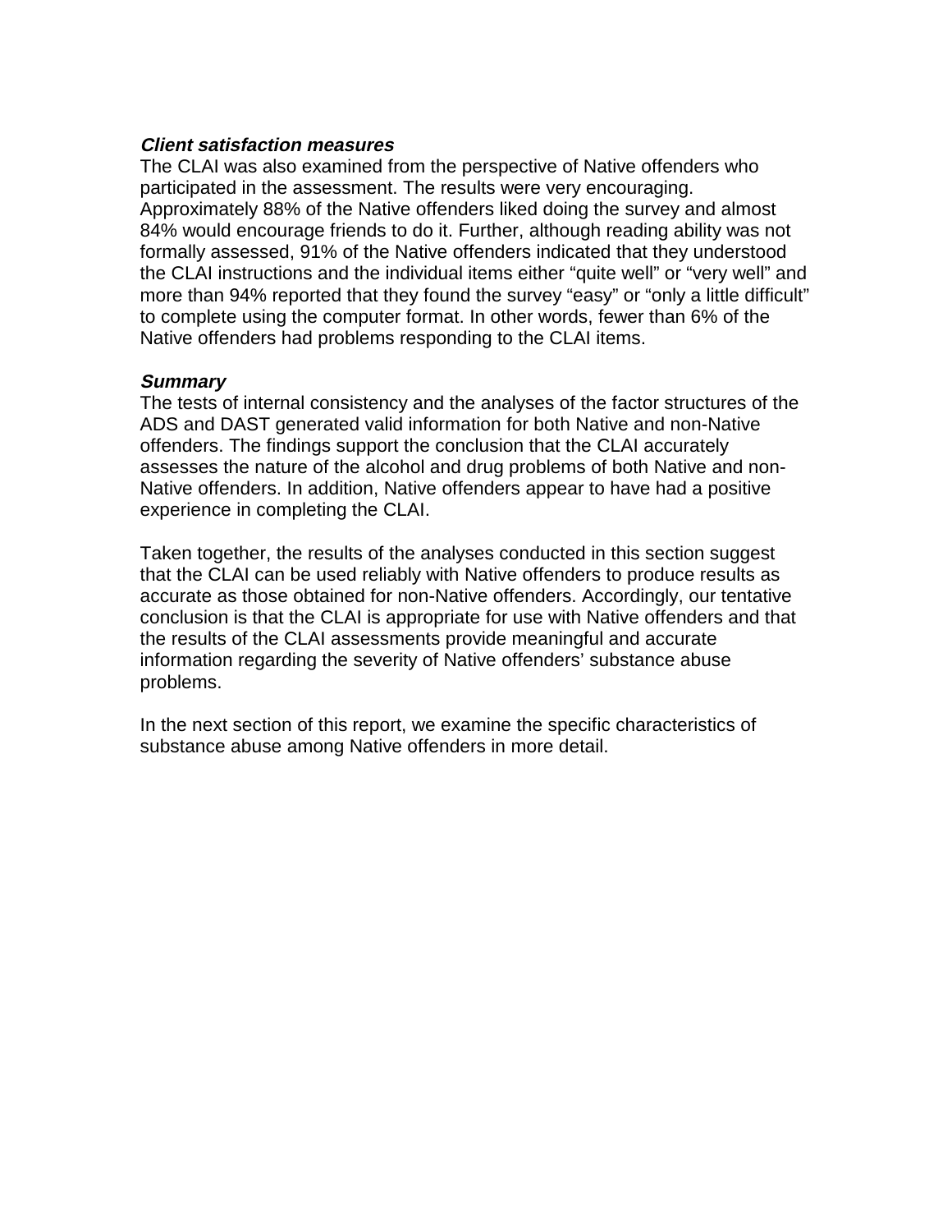### ***Client satisfaction measures***

The CLAI was also examined from the perspective of Native offenders who participated in the assessment. The results were very encouraging. Approximately 88% of the Native offenders liked doing the survey and almost 84% would encourage friends to do it. Further, although reading ability was not formally assessed, 91% of the Native offenders indicated that they understood the CLAI instructions and the individual items either “quite well” or “very well” and more than 94% reported that they found the survey “easy” or “only a little difficult” to complete using the computer format. In other words, fewer than 6% of the Native offenders had problems responding to the CLAI items.

### ***Summary***

The tests of internal consistency and the analyses of the factor structures of the ADS and DAST generated valid information for both Native and non-Native offenders. The findings support the conclusion that the CLAI accurately assesses the nature of the alcohol and drug problems of both Native and non-Native offenders. In addition, Native offenders appear to have had a positive experience in completing the CLAI.

Taken together, the results of the analyses conducted in this section suggest that the CLAI can be used reliably with Native offenders to produce results as accurate as those obtained for non-Native offenders. Accordingly, our tentative conclusion is that the CLAI is appropriate for use with Native offenders and that the results of the CLAI assessments provide meaningful and accurate information regarding the severity of Native offenders’ substance abuse problems.

In the next section of this report, we examine the specific characteristics of substance abuse among Native offenders in more detail.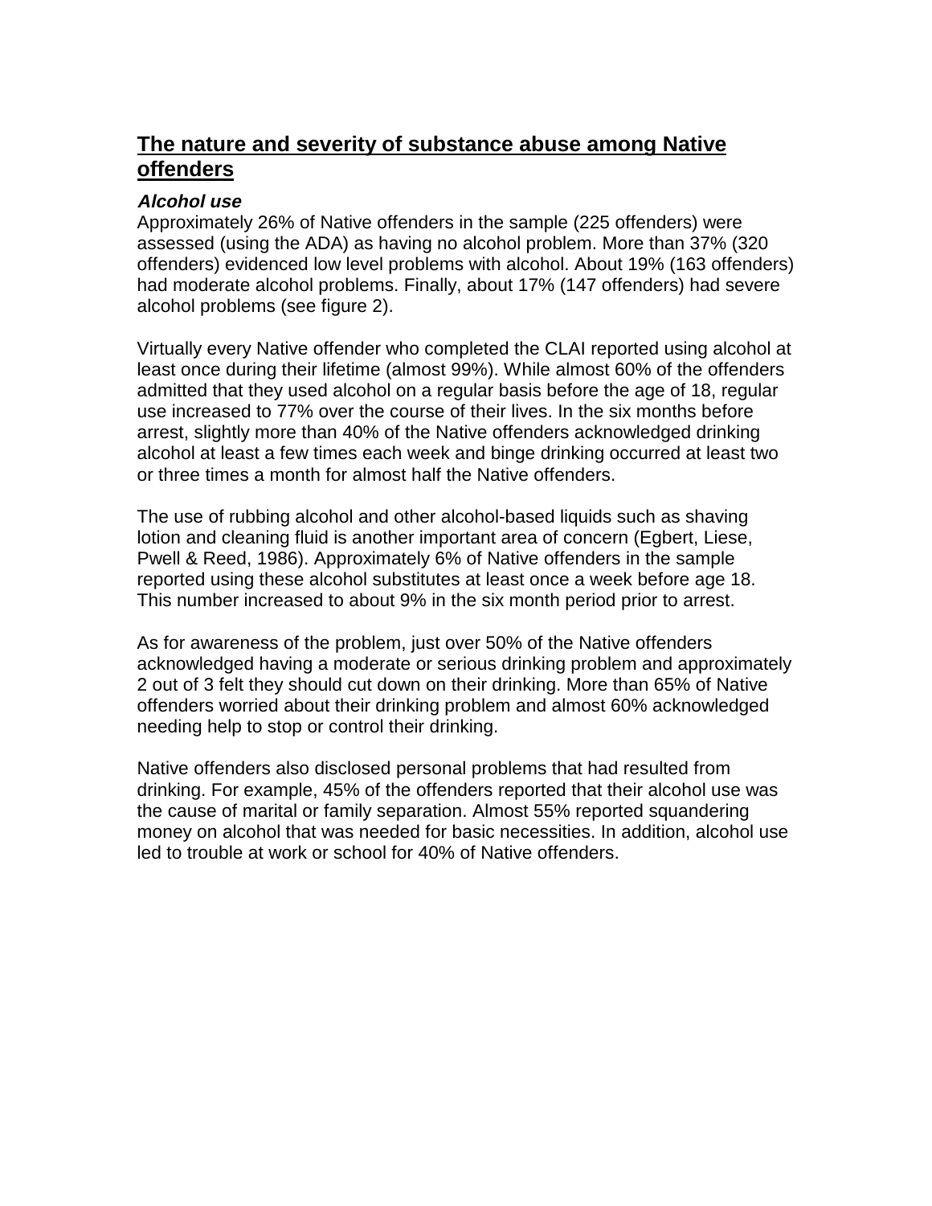## The nature and severity of substance abuse among Native offenders

### *Alcohol use*

Approximately 26% of Native offenders in the sample (225 offenders) were assessed (using the ADA) as having no alcohol problem. More than 37% (320 offenders) evidenced low level problems with alcohol. About 19% (163 offenders) had moderate alcohol problems. Finally, about 17% (147 offenders) had severe alcohol problems (see figure 2).

Virtually every Native offender who completed the CLAI reported using alcohol at least once during their lifetime (almost 99%). While almost 60% of the offenders admitted that they used alcohol on a regular basis before the age of 18, regular use increased to 77% over the course of their lives. In the six months before arrest, slightly more than 40% of the Native offenders acknowledged drinking alcohol at least a few times each week and binge drinking occurred at least two or three times a month for almost half the Native offenders.

The use of rubbing alcohol and other alcohol-based liquids such as shaving lotion and cleaning fluid is another important area of concern (Egbert, Liese, Pwell & Reed, 1986). Approximately 6% of Native offenders in the sample reported using these alcohol substitutes at least once a week before age 18. This number increased to about 9% in the six month period prior to arrest.

As for awareness of the problem, just over 50% of the Native offenders acknowledged having a moderate or serious drinking problem and approximately 2 out of 3 felt they should cut down on their drinking. More than 65% of Native offenders worried about their drinking problem and almost 60% acknowledged needing help to stop or control their drinking.

Native offenders also disclosed personal problems that had resulted from drinking. For example, 45% of the offenders reported that their alcohol use was the cause of marital or family separation. Almost 55% reported squandering money on alcohol that was needed for basic necessities. In addition, alcohol use led to trouble at work or school for 40% of Native offenders.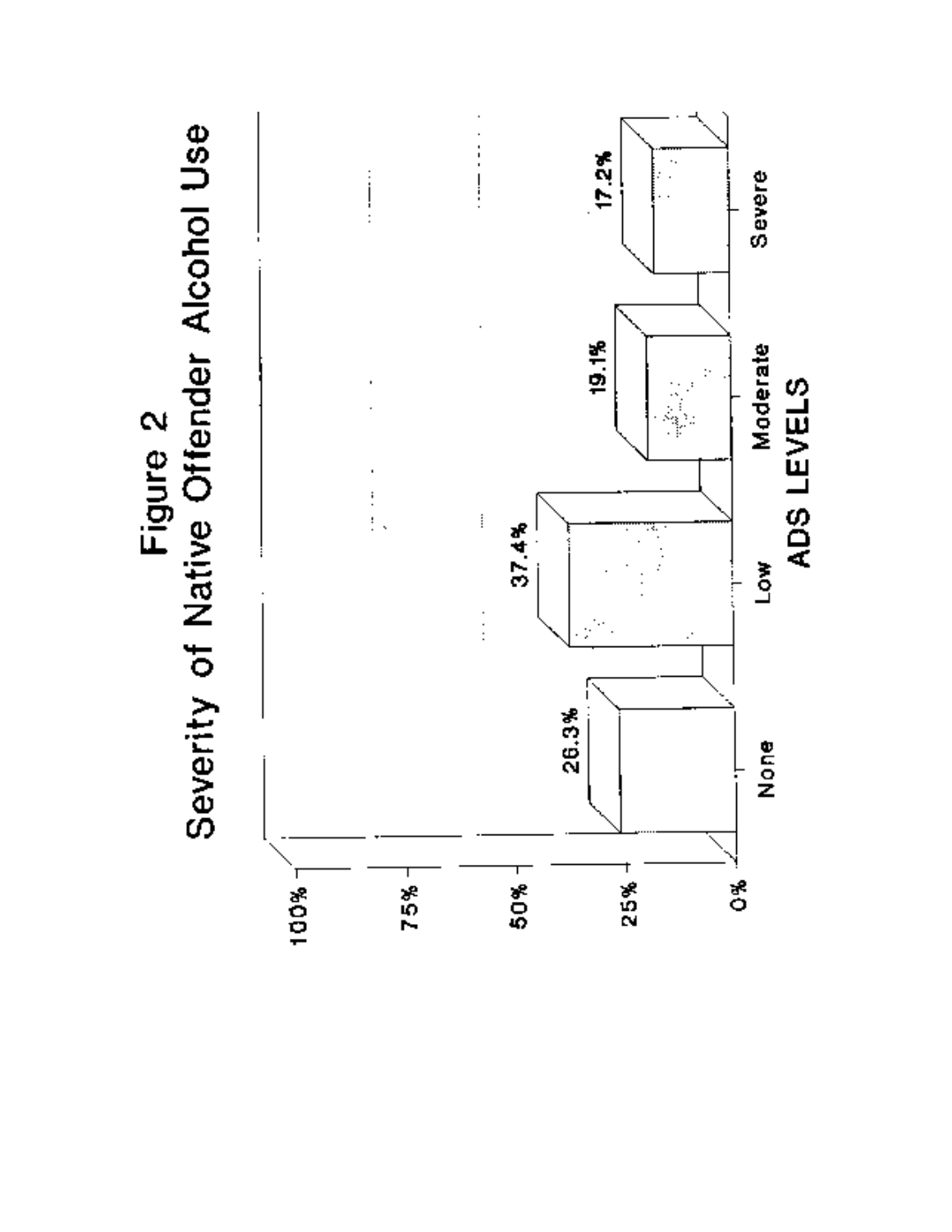# Figure 2

## Severity of Native Offender Alcohol Use

| ADS LEVELS | Percent |
|---|---|
| None | 26.3% |
| Low | 37.4% |
| Moderate | 19.1% |
| Severe | 17.2% |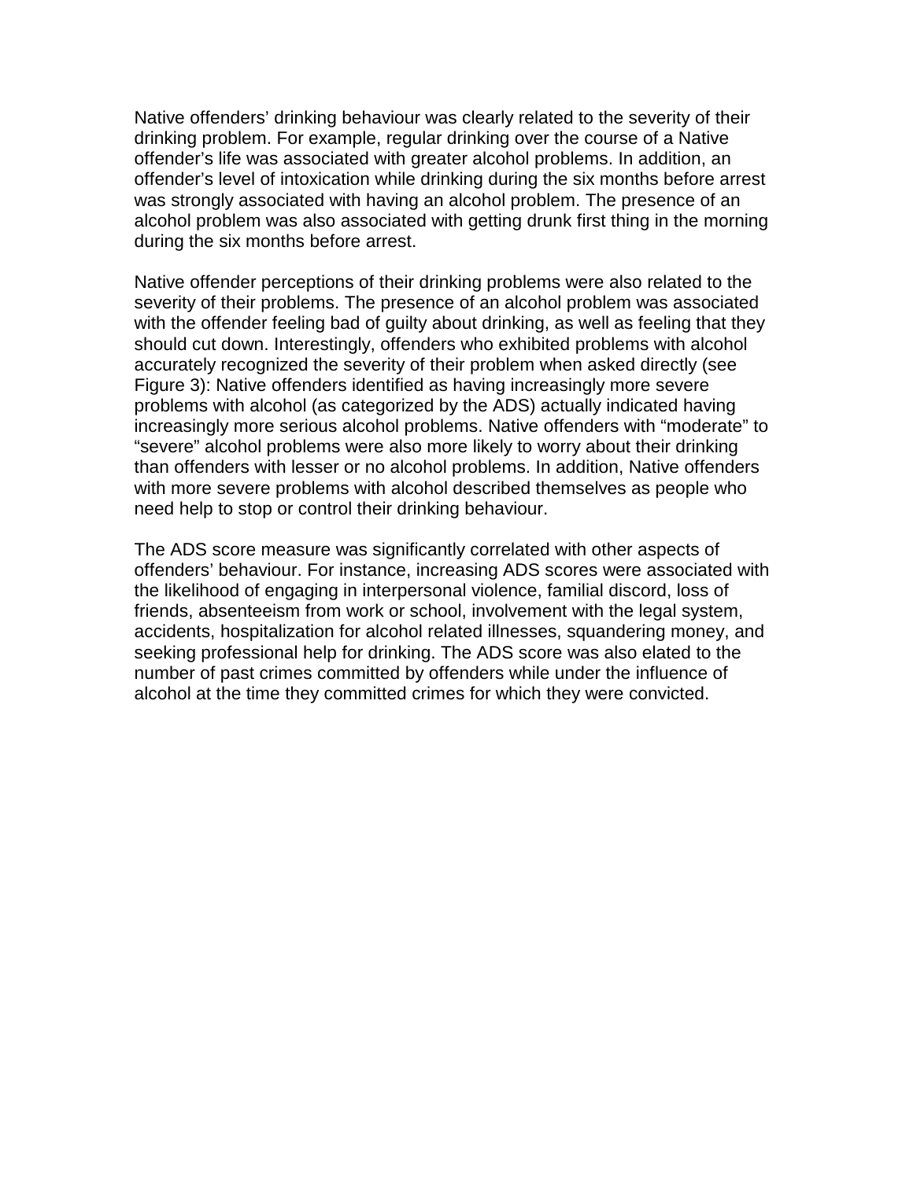Native offenders' drinking behaviour was clearly related to the severity of their drinking problem. For example, regular drinking over the course of a Native offender's life was associated with greater alcohol problems. In addition, an offender's level of intoxication while drinking during the six months before arrest was strongly associated with having an alcohol problem. The presence of an alcohol problem was also associated with getting drunk first thing in the morning during the six months before arrest.

Native offender perceptions of their drinking problems were also related to the severity of their problems. The presence of an alcohol problem was associated with the offender feeling bad of guilty about drinking, as well as feeling that they should cut down. Interestingly, offenders who exhibited problems with alcohol accurately recognized the severity of their problem when asked directly (see Figure 3): Native offenders identified as having increasingly more severe problems with alcohol (as categorized by the ADS) actually indicated having increasingly more serious alcohol problems. Native offenders with "moderate" to "severe" alcohol problems were also more likely to worry about their drinking than offenders with lesser or no alcohol problems. In addition, Native offenders with more severe problems with alcohol described themselves as people who need help to stop or control their drinking behaviour.

The ADS score measure was significantly correlated with other aspects of offenders' behaviour. For instance, increasing ADS scores were associated with the likelihood of engaging in interpersonal violence, familial discord, loss of friends, absenteeism from work or school, involvement with the legal system, accidents, hospitalization for alcohol related illnesses, squandering money, and seeking professional help for drinking. The ADS score was also elated to the number of past crimes committed by offenders while under the influence of alcohol at the time they committed crimes for which they were convicted.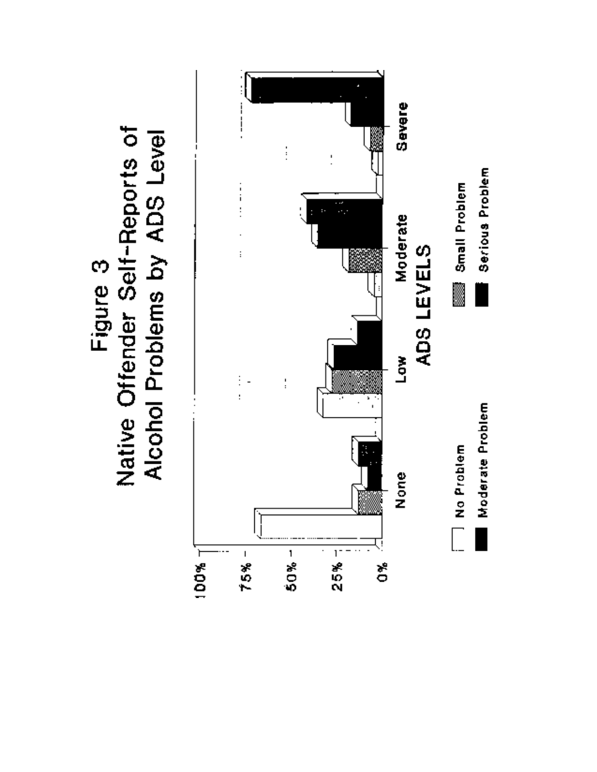# Figure 3
## Native Offender Self-Reports of Alcohol Problems by ADS Level

100%
75%
50%
25%
0%

None — Low — Moderate — Severe

ADS LEVELS

No Problem
Moderate Problem
Small Problem
Serious Problem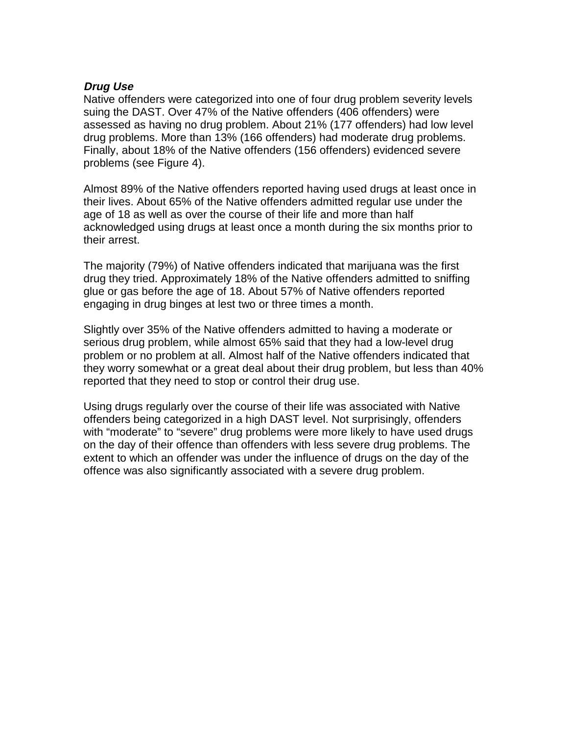***Drug Use***

Native offenders were categorized into one of four drug problem severity levels suing the DAST. Over 47% of the Native offenders (406 offenders) were assessed as having no drug problem. About 21% (177 offenders) had low level drug problems. More than 13% (166 offenders) had moderate drug problems. Finally, about 18% of the Native offenders (156 offenders) evidenced severe problems (see Figure 4).

Almost 89% of the Native offenders reported having used drugs at least once in their lives. About 65% of the Native offenders admitted regular use under the age of 18 as well as over the course of their life and more than half acknowledged using drugs at least once a month during the six months prior to their arrest.

The majority (79%) of Native offenders indicated that marijuana was the first drug they tried. Approximately 18% of the Native offenders admitted to sniffing glue or gas before the age of 18. About 57% of Native offenders reported engaging in drug binges at lest two or three times a month.

Slightly over 35% of the Native offenders admitted to having a moderate or serious drug problem, while almost 65% said that they had a low-level drug problem or no problem at all. Almost half of the Native offenders indicated that they worry somewhat or a great deal about their drug problem, but less than 40% reported that they need to stop or control their drug use.

Using drugs regularly over the course of their life was associated with Native offenders being categorized in a high DAST level. Not surprisingly, offenders with “moderate” to “severe” drug problems were more likely to have used drugs on the day of their offence than offenders with less severe drug problems. The extent to which an offender was under the influence of drugs on the day of the offence was also significantly associated with a severe drug problem.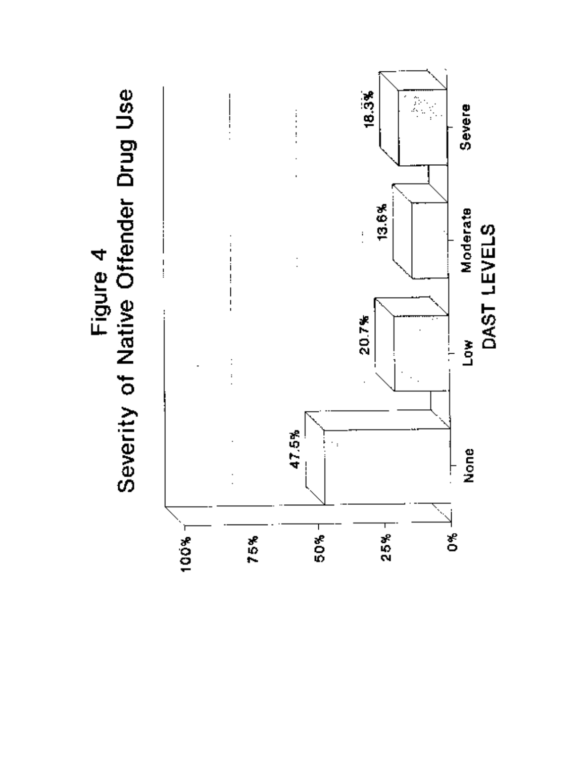# Figure 4
## Severity of Native Offender Drug Use

| DAST LEVELS | Percentage |
|---|---|
| None | 47.5% |
| Low | 20.7% |
| Moderate | 13.6% |
| Severe | 18.3% |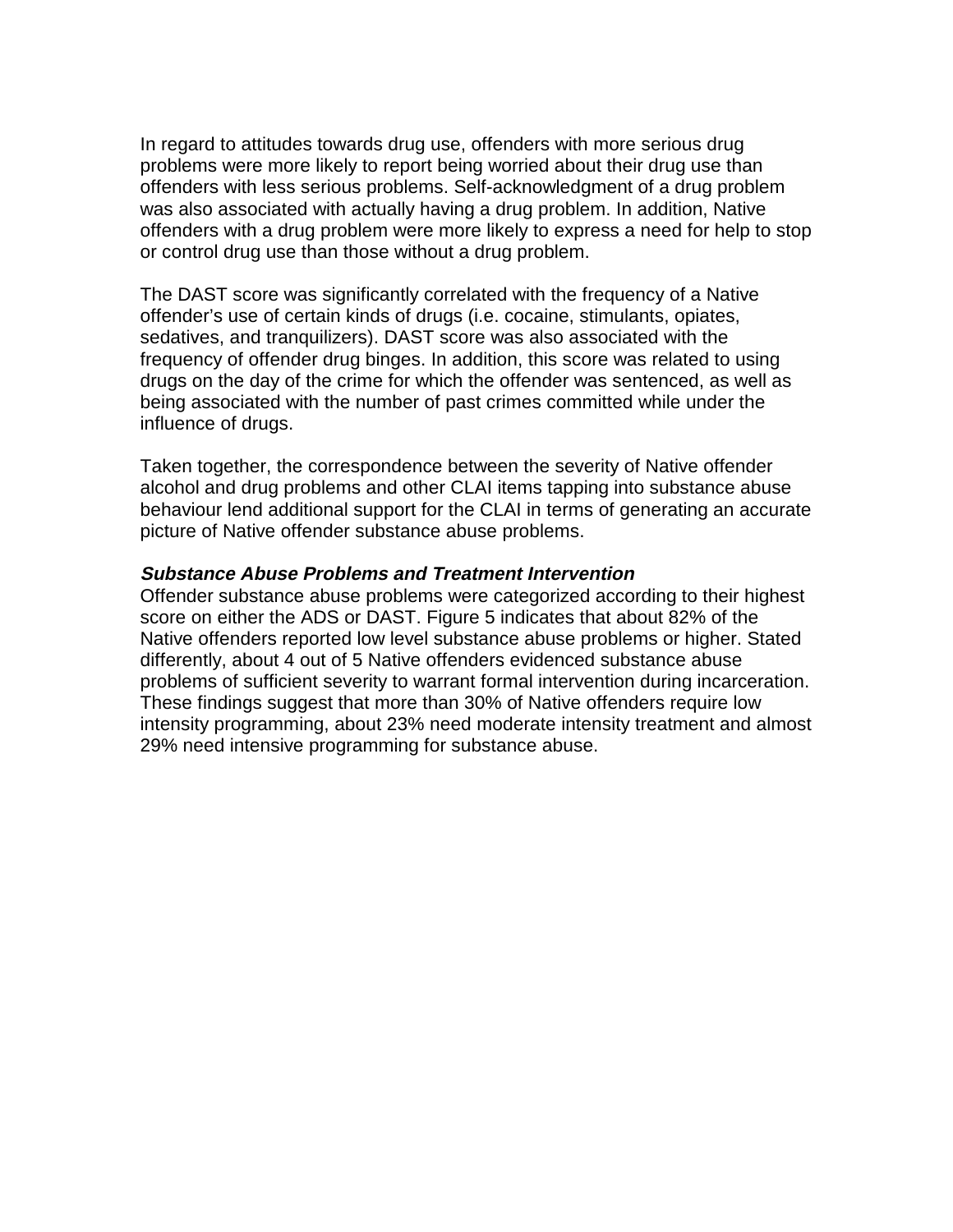In regard to attitudes towards drug use, offenders with more serious drug problems were more likely to report being worried about their drug use than offenders with less serious problems. Self-acknowledgment of a drug problem was also associated with actually having a drug problem. In addition, Native offenders with a drug problem were more likely to express a need for help to stop or control drug use than those without a drug problem.

The DAST score was significantly correlated with the frequency of a Native offender's use of certain kinds of drugs (i.e. cocaine, stimulants, opiates, sedatives, and tranquilizers). DAST score was also associated with the frequency of offender drug binges. In addition, this score was related to using drugs on the day of the crime for which the offender was sentenced, as well as being associated with the number of past crimes committed while under the influence of drugs.

Taken together, the correspondence between the severity of Native offender alcohol and drug problems and other CLAI items tapping into substance abuse behaviour lend additional support for the CLAI in terms of generating an accurate picture of Native offender substance abuse problems.

***Substance Abuse Problems and Treatment Intervention***

Offender substance abuse problems were categorized according to their highest score on either the ADS or DAST. Figure 5 indicates that about 82% of the Native offenders reported low level substance abuse problems or higher. Stated differently, about 4 out of 5 Native offenders evidenced substance abuse problems of sufficient severity to warrant formal intervention during incarceration. These findings suggest that more than 30% of Native offenders require low intensity programming, about 23% need moderate intensity treatment and almost 29% need intensive programming for substance abuse.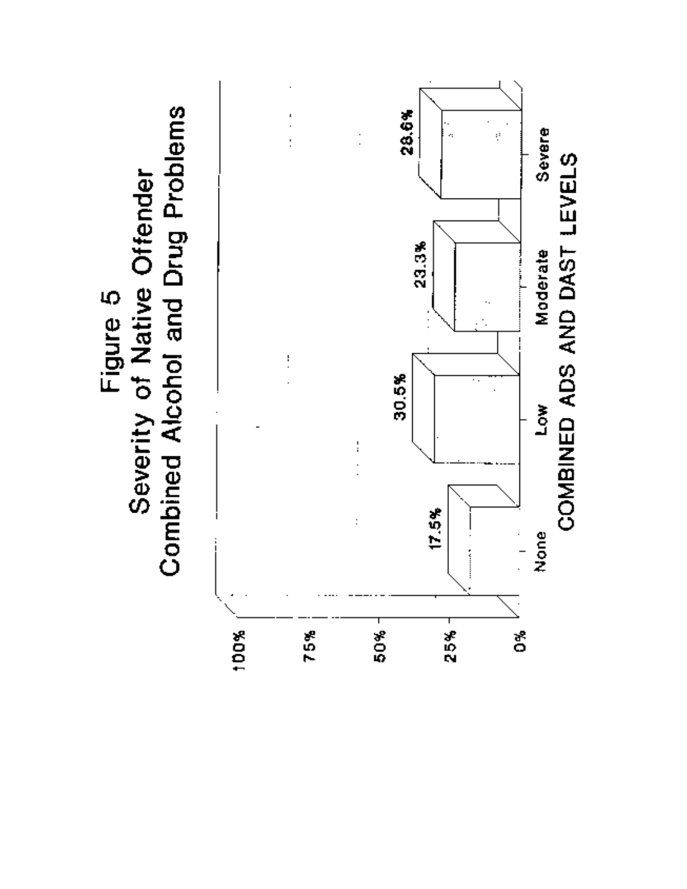# Figure 5
## Severity of Native Offender
## Combined Alcohol and Drug Problems

| COMBINED ADS AND DAST LEVELS | Percent |
|---|---|
| None | 17.5% |
| Low | 30.5% |
| Moderate | 23.3% |
| Severe | 28.6% |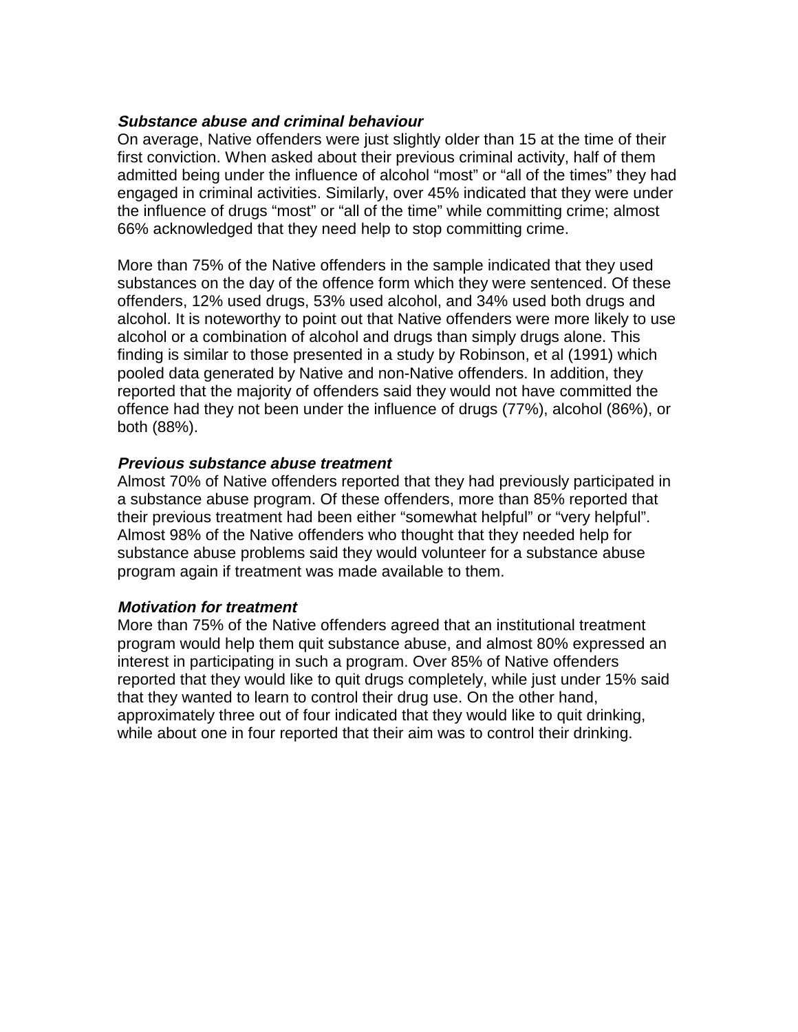***Substance abuse and criminal behaviour***

On average, Native offenders were just slightly older than 15 at the time of their first conviction. When asked about their previous criminal activity, half of them admitted being under the influence of alcohol "most" or "all of the times" they had engaged in criminal activities. Similarly, over 45% indicated that they were under the influence of drugs "most" or "all of the time" while committing crime; almost 66% acknowledged that they need help to stop committing crime.

More than 75% of the Native offenders in the sample indicated that they used substances on the day of the offence form which they were sentenced. Of these offenders, 12% used drugs, 53% used alcohol, and 34% used both drugs and alcohol. It is noteworthy to point out that Native offenders were more likely to use alcohol or a combination of alcohol and drugs than simply drugs alone. This finding is similar to those presented in a study by Robinson, et al (1991) which pooled data generated by Native and non-Native offenders. In addition, they reported that the majority of offenders said they would not have committed the offence had they not been under the influence of drugs (77%), alcohol (86%), or both (88%).

***Previous substance abuse treatment***

Almost 70% of Native offenders reported that they had previously participated in a substance abuse program. Of these offenders, more than 85% reported that their previous treatment had been either "somewhat helpful" or "very helpful". Almost 98% of the Native offenders who thought that they needed help for substance abuse problems said they would volunteer for a substance abuse program again if treatment was made available to them.

***Motivation for treatment***

More than 75% of the Native offenders agreed that an institutional treatment program would help them quit substance abuse, and almost 80% expressed an interest in participating in such a program. Over 85% of Native offenders reported that they would like to quit drugs completely, while just under 15% said that they wanted to learn to control their drug use. On the other hand, approximately three out of four indicated that they would like to quit drinking, while about one in four reported that their aim was to control their drinking.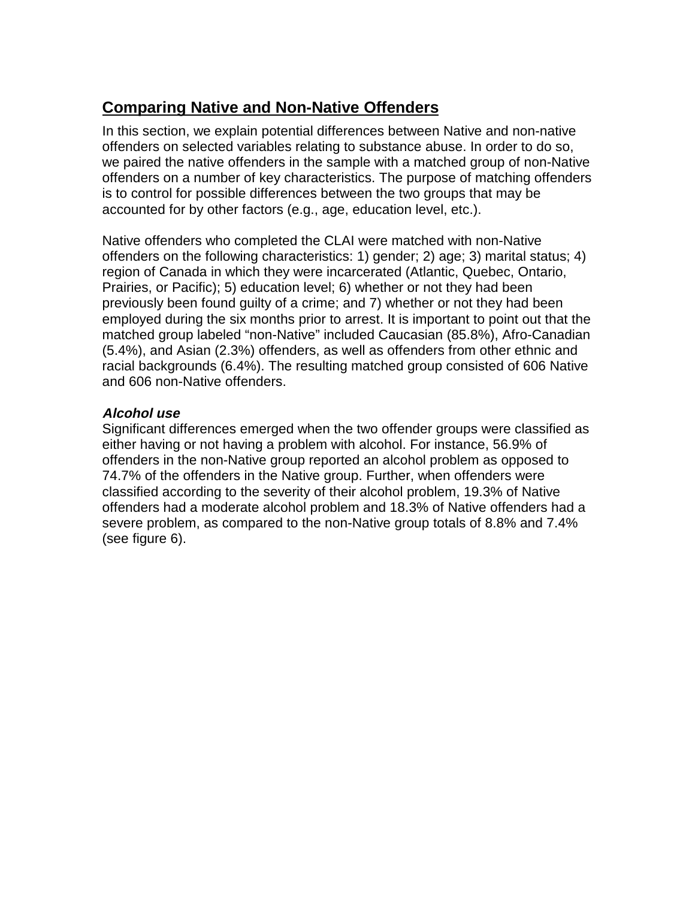## Comparing Native and Non-Native Offenders

In this section, we explain potential differences between Native and non-native offenders on selected variables relating to substance abuse. In order to do so, we paired the native offenders in the sample with a matched group of non-Native offenders on a number of key characteristics. The purpose of matching offenders is to control for possible differences between the two groups that may be accounted for by other factors (e.g., age, education level, etc.).

Native offenders who completed the CLAI were matched with non-Native offenders on the following characteristics: 1) gender; 2) age; 3) marital status; 4) region of Canada in which they were incarcerated (Atlantic, Quebec, Ontario, Prairies, or Pacific); 5) education level; 6) whether or not they had been previously been found guilty of a crime; and 7) whether or not they had been employed during the six months prior to arrest. It is important to point out that the matched group labeled "non-Native" included Caucasian (85.8%), Afro-Canadian (5.4%), and Asian (2.3%) offenders, as well as offenders from other ethnic and racial backgrounds (6.4%). The resulting matched group consisted of 606 Native and 606 non-Native offenders.

### *Alcohol use*

Significant differences emerged when the two offender groups were classified as either having or not having a problem with alcohol. For instance, 56.9% of offenders in the non-Native group reported an alcohol problem as opposed to 74.7% of the offenders in the Native group. Further, when offenders were classified according to the severity of their alcohol problem, 19.3% of Native offenders had a moderate alcohol problem and 18.3% of Native offenders had a severe problem, as compared to the non-Native group totals of 8.8% and 7.4% (see figure 6).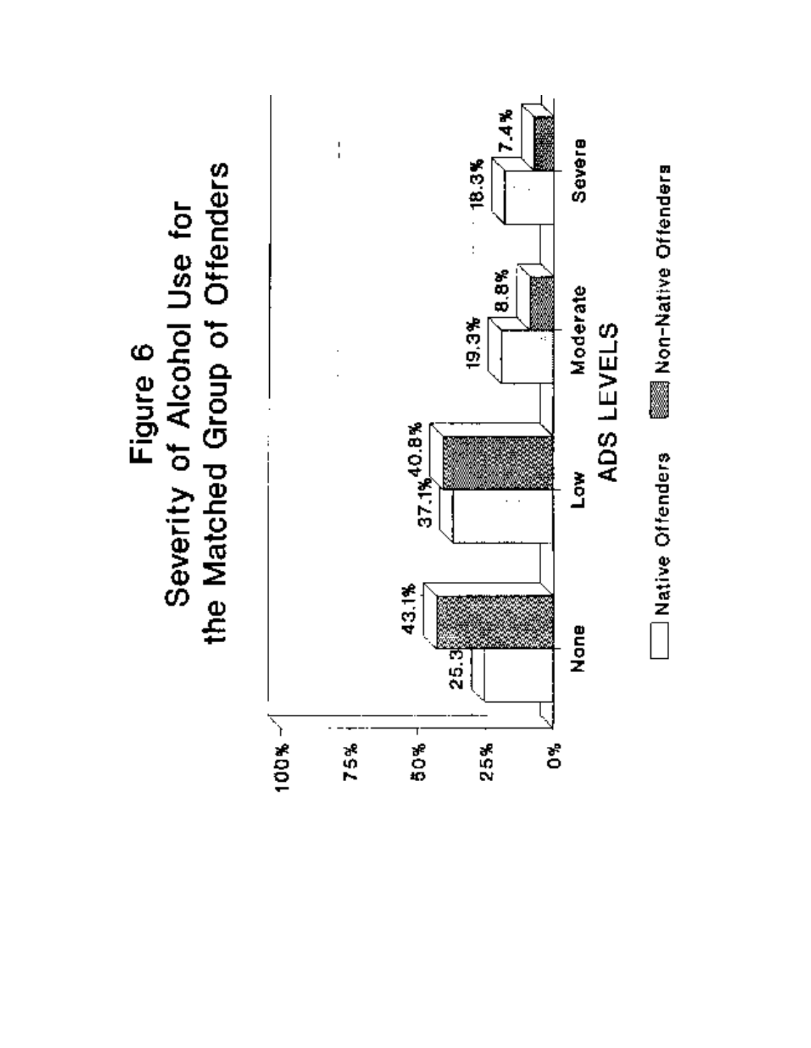# Figure 6
## Severity of Alcohol Use for the Matched Group of Offenders

| ADS Levels | Native Offenders | Non-Native Offenders |
|---|---|---|
| None | 25.3 | 43.1% |
| Low | 37.1% | 40.8% |
| Moderate | 19.3% | 8.8% |
| Severe | 18.3% | 7.4% |

ADS LEVELS

Native Offenders  Non-Native Offenders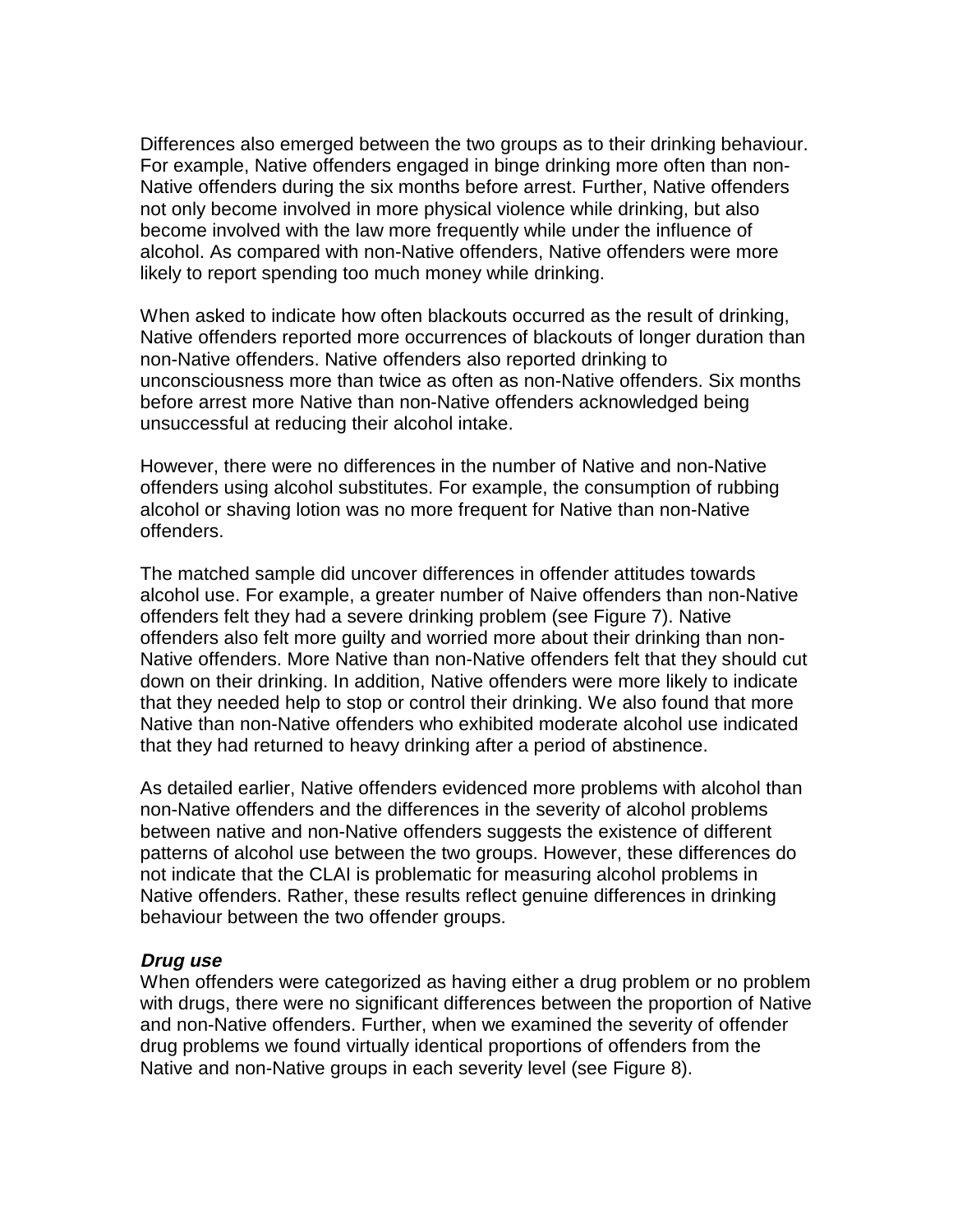Differences also emerged between the two groups as to their drinking behaviour. For example, Native offenders engaged in binge drinking more often than non-Native offenders during the six months before arrest. Further, Native offenders not only become involved in more physical violence while drinking, but also become involved with the law more frequently while under the influence of alcohol. As compared with non-Native offenders, Native offenders were more likely to report spending too much money while drinking.

When asked to indicate how often blackouts occurred as the result of drinking, Native offenders reported more occurrences of blackouts of longer duration than non-Native offenders. Native offenders also reported drinking to unconsciousness more than twice as often as non-Native offenders. Six months before arrest more Native than non-Native offenders acknowledged being unsuccessful at reducing their alcohol intake.

However, there were no differences in the number of Native and non-Native offenders using alcohol substitutes. For example, the consumption of rubbing alcohol or shaving lotion was no more frequent for Native than non-Native offenders.

The matched sample did uncover differences in offender attitudes towards alcohol use. For example, a greater number of Naive offenders than non-Native offenders felt they had a severe drinking problem (see Figure 7). Native offenders also felt more guilty and worried more about their drinking than non-Native offenders. More Native than non-Native offenders felt that they should cut down on their drinking. In addition, Native offenders were more likely to indicate that they needed help to stop or control their drinking. We also found that more Native than non-Native offenders who exhibited moderate alcohol use indicated that they had returned to heavy drinking after a period of abstinence.

As detailed earlier, Native offenders evidenced more problems with alcohol than non-Native offenders and the differences in the severity of alcohol problems between native and non-Native offenders suggests the existence of different patterns of alcohol use between the two groups. However, these differences do not indicate that the CLAI is problematic for measuring alcohol problems in Native offenders. Rather, these results reflect genuine differences in drinking behaviour between the two offender groups.

### ***Drug use***

When offenders were categorized as having either a drug problem or no problem with drugs, there were no significant differences between the proportion of Native and non-Native offenders. Further, when we examined the severity of offender drug problems we found virtually identical proportions of offenders from the Native and non-Native groups in each severity level (see Figure 8).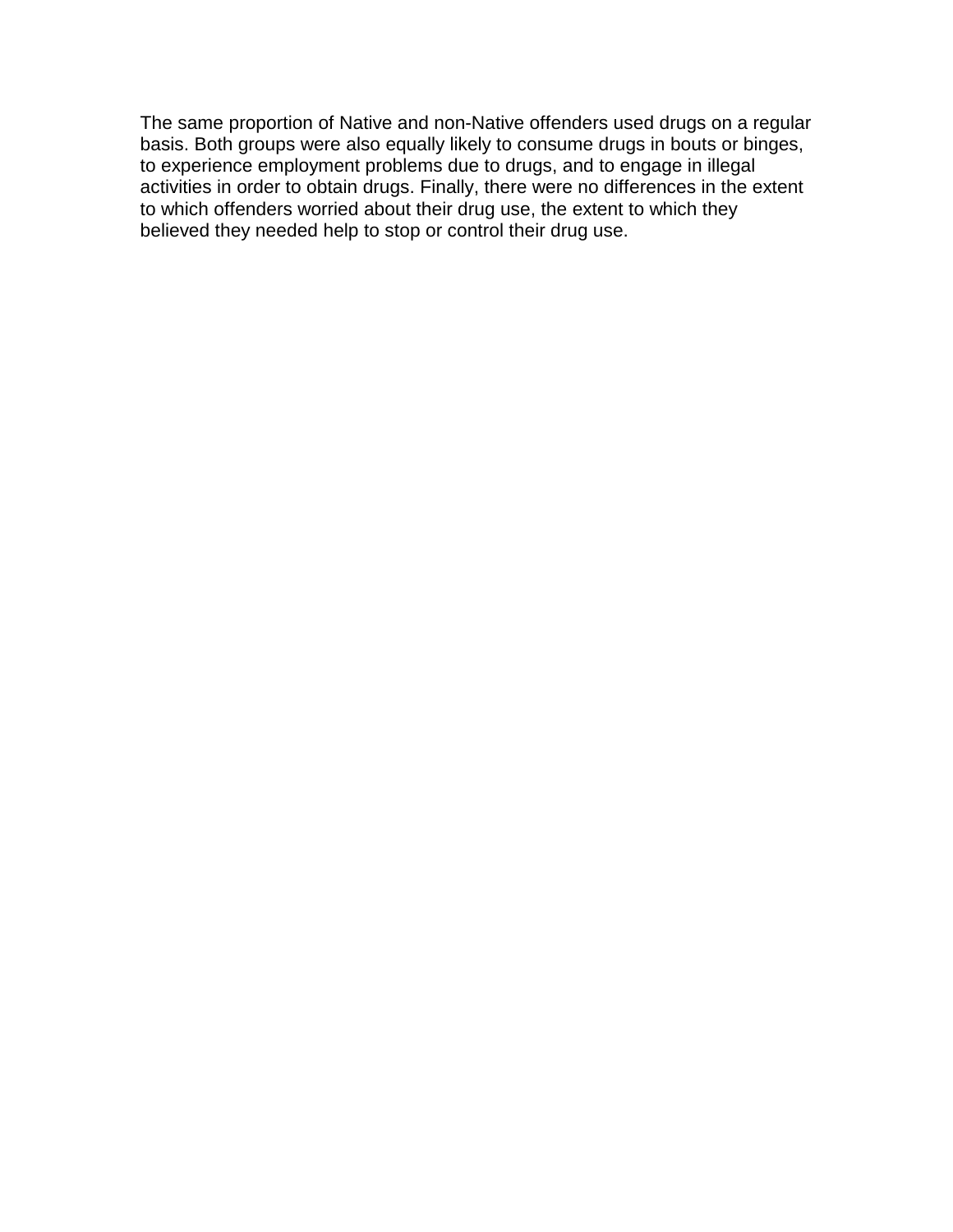The same proportion of Native and non-Native offenders used drugs on a regular basis. Both groups were also equally likely to consume drugs in bouts or binges, to experience employment problems due to drugs, and to engage in illegal activities in order to obtain drugs. Finally, there were no differences in the extent to which offenders worried about their drug use, the extent to which they believed they needed help to stop or control their drug use.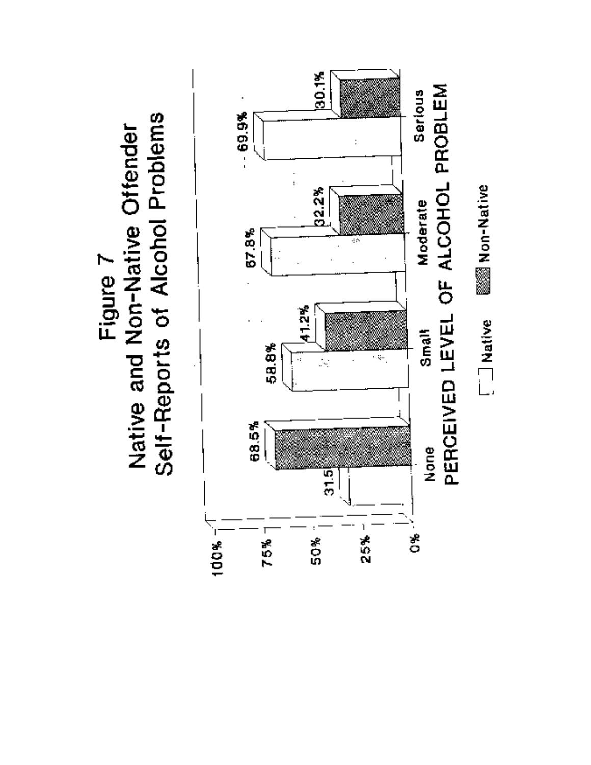# Figure 7

## Native and Non-Native Offender Self-Reports of Alcohol Problems

| Perceived Level of Alcohol Problem | Native | Non-Native |
| --- | --- | --- |
| None | 31.5 | 68.5% |
| Small | 58.8% | 41.2% |
| Moderate | 67.8% | 32.2% |
| Serious | 69.9% | 30.1% |

PERCEIVED LEVEL OF ALCOHOL PROBLEM

Native  Non-Native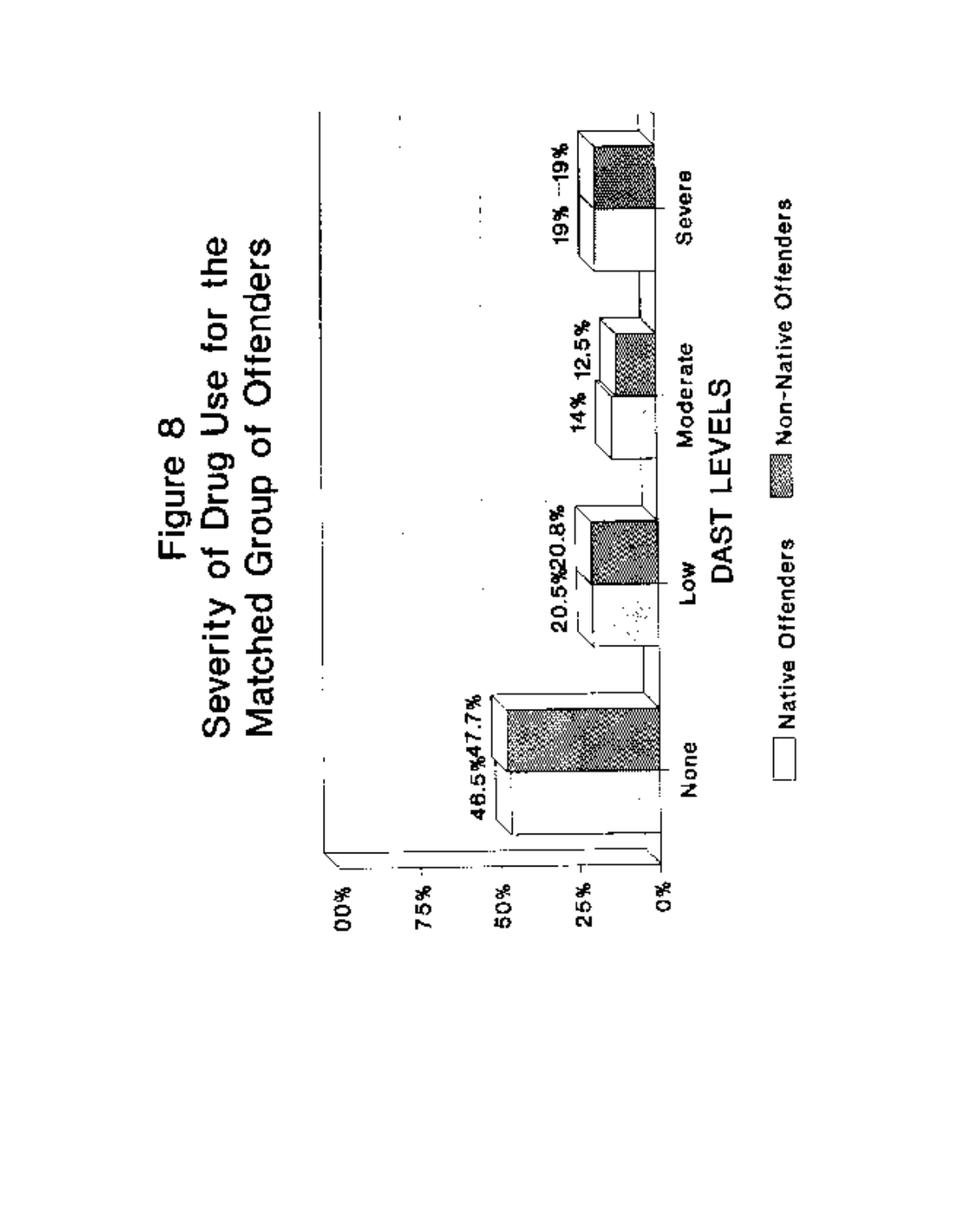# Figure 8
## Severity of Drug Use for the Matched Group of Offenders

| DAST LEVELS | Native Offenders | Non-Native Offenders |
|---|---|---|
| None | 46.5% | 47.7% |
| Low | 20.5% | 20.8% |
| Moderate | 14% | 12.5% |
| Severe | 19% | 19% |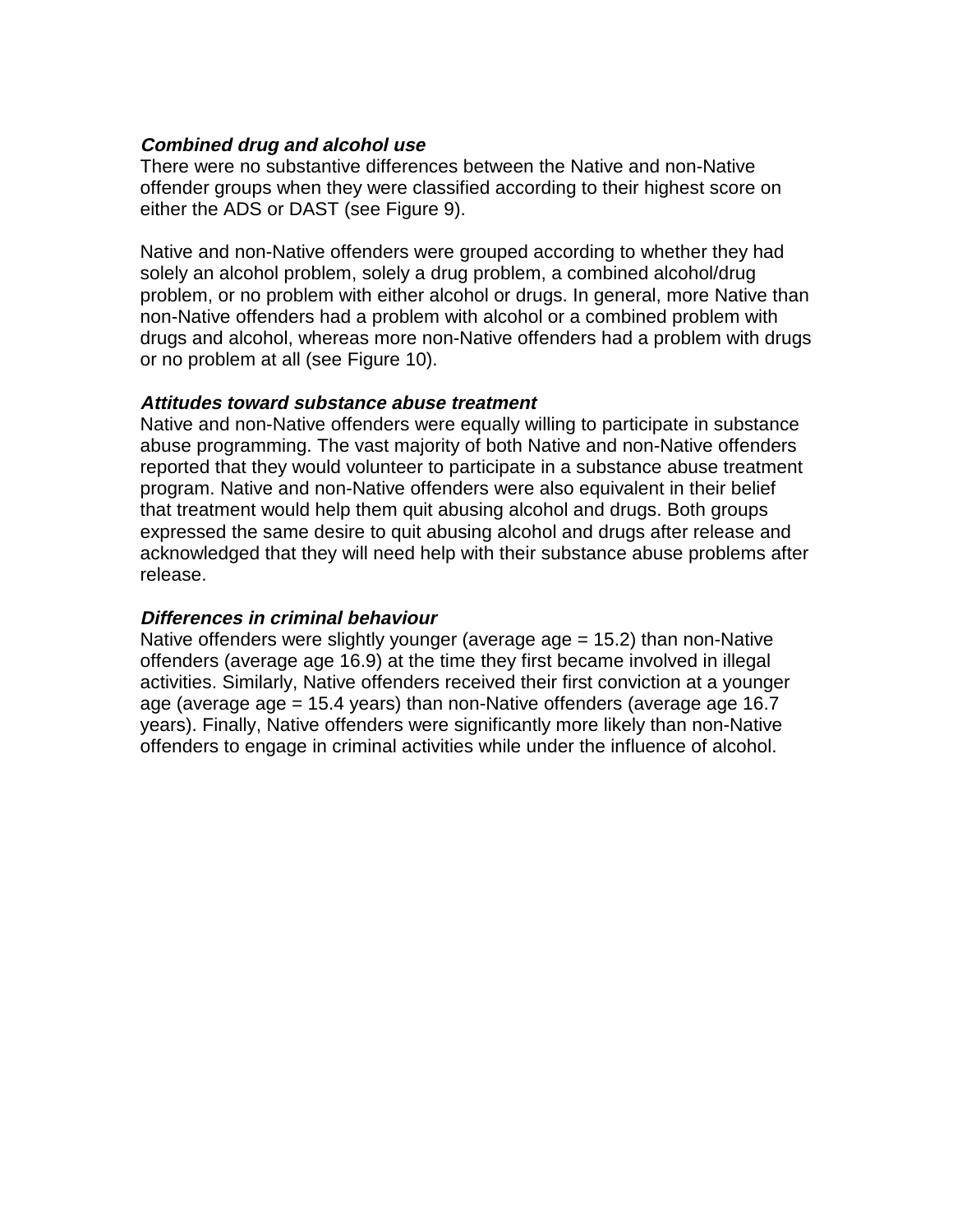***Combined drug and alcohol use***

There were no substantive differences between the Native and non-Native offender groups when they were classified according to their highest score on either the ADS or DAST (see Figure 9).

Native and non-Native offenders were grouped according to whether they had solely an alcohol problem, solely a drug problem, a combined alcohol/drug problem, or no problem with either alcohol or drugs. In general, more Native than non-Native offenders had a problem with alcohol or a combined problem with drugs and alcohol, whereas more non-Native offenders had a problem with drugs or no problem at all (see Figure 10).

***Attitudes toward substance abuse treatment***

Native and non-Native offenders were equally willing to participate in substance abuse programming. The vast majority of both Native and non-Native offenders reported that they would volunteer to participate in a substance abuse treatment program. Native and non-Native offenders were also equivalent in their belief that treatment would help them quit abusing alcohol and drugs. Both groups expressed the same desire to quit abusing alcohol and drugs after release and acknowledged that they will need help with their substance abuse problems after release.

***Differences in criminal behaviour***

Native offenders were slightly younger (average age = 15.2) than non-Native offenders (average age 16.9) at the time they first became involved in illegal activities. Similarly, Native offenders received their first conviction at a younger age (average age = 15.4 years) than non-Native offenders (average age 16.7 years). Finally, Native offenders were significantly more likely than non-Native offenders to engage in criminal activities while under the influence of alcohol.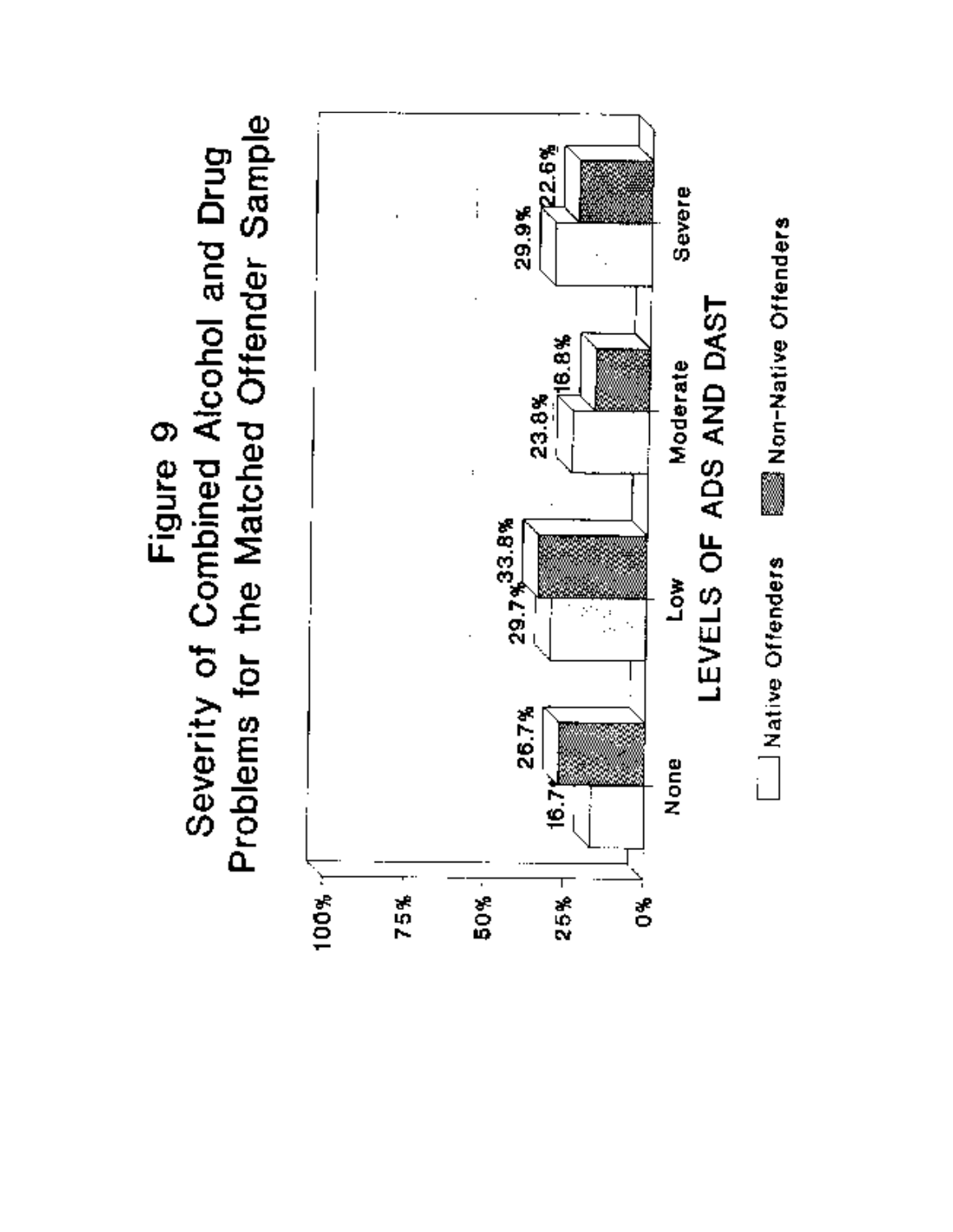# Figure 9
## Severity of Combined Alcohol and Drug Problems for the Matched Offender Sample

| LEVELS OF ADS AND DAST | Native Offenders | Non-Native Offenders |
|---|---|---|
| None | 16.7% | 26.7% |
| Low | 29.7% | 33.8% |
| Moderate | 23.8% | 16.8% |
| Severe | 29.9% | 22.6% |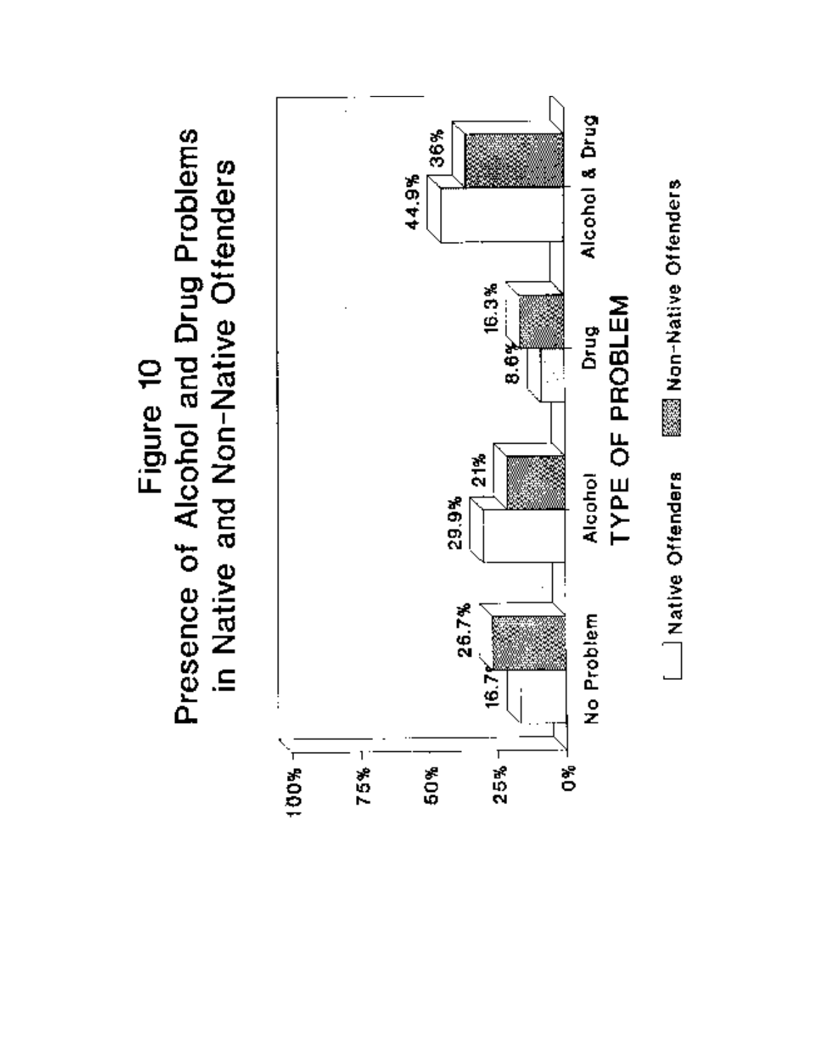# Figure 10

## Presence of Alcohol and Drug Problems in Native and Non-Native Offenders

| TYPE OF PROBLEM | Native Offenders | Non-Native Offenders |
|---|---|---|
| No Problem | 16.7% | 26.7% |
| Alcohol | 29.9% | 21% |
| Drug | 8.6% | 16.3% |
| Alcohol & Drug | 44.9% | 36% |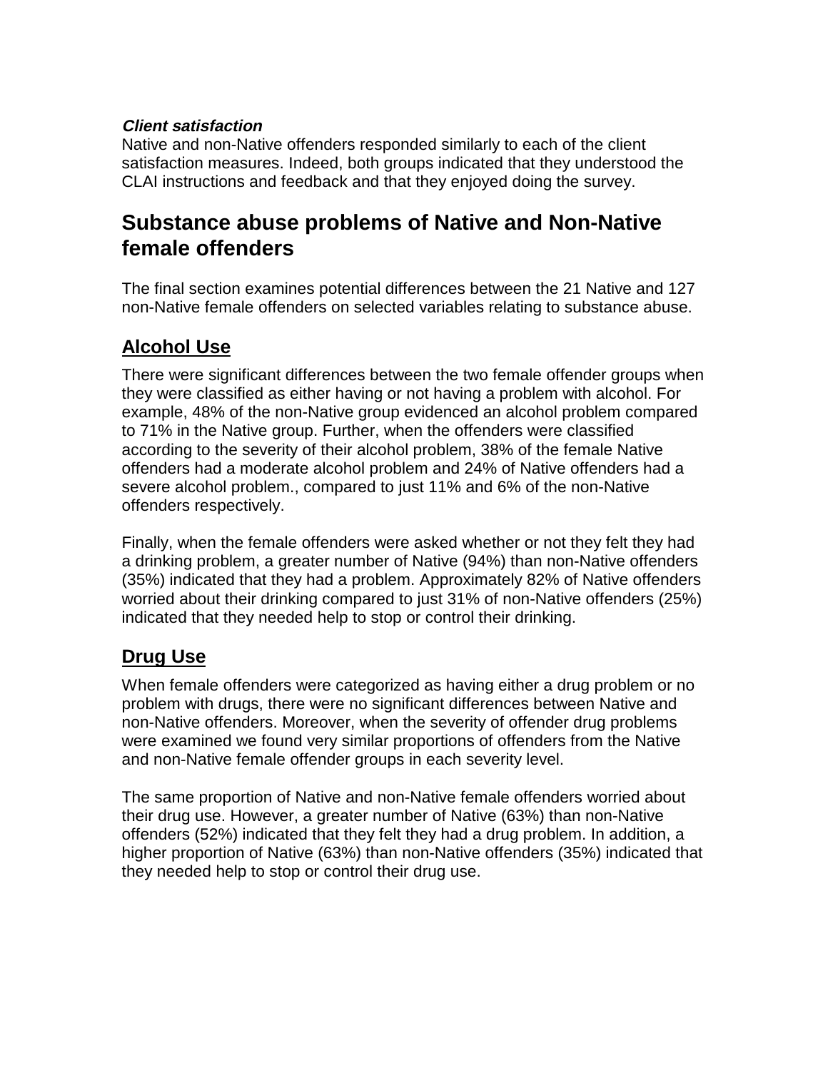***Client satisfaction***

Native and non-Native offenders responded similarly to each of the client satisfaction measures. Indeed, both groups indicated that they understood the CLAI instructions and feedback and that they enjoyed doing the survey.

## Substance abuse problems of Native and Non-Native female offenders

The final section examines potential differences between the 21 Native and 127 non-Native female offenders on selected variables relating to substance abuse.

### Alcohol Use

There were significant differences between the two female offender groups when they were classified as either having or not having a problem with alcohol. For example, 48% of the non-Native group evidenced an alcohol problem compared to 71% in the Native group. Further, when the offenders were classified according to the severity of their alcohol problem, 38% of the female Native offenders had a moderate alcohol problem and 24% of Native offenders had a severe alcohol problem., compared to just 11% and 6% of the non-Native offenders respectively.

Finally, when the female offenders were asked whether or not they felt they had a drinking problem, a greater number of Native (94%) than non-Native offenders (35%) indicated that they had a problem. Approximately 82% of Native offenders worried about their drinking compared to just 31% of non-Native offenders (25%) indicated that they needed help to stop or control their drinking.

### Drug Use

When female offenders were categorized as having either a drug problem or no problem with drugs, there were no significant differences between Native and non-Native offenders. Moreover, when the severity of offender drug problems were examined we found very similar proportions of offenders from the Native and non-Native female offender groups in each severity level.

The same proportion of Native and non-Native female offenders worried about their drug use. However, a greater number of Native (63%) than non-Native offenders (52%) indicated that they felt they had a drug problem. In addition, a higher proportion of Native (63%) than non-Native offenders (35%) indicated that they needed help to stop or control their drug use.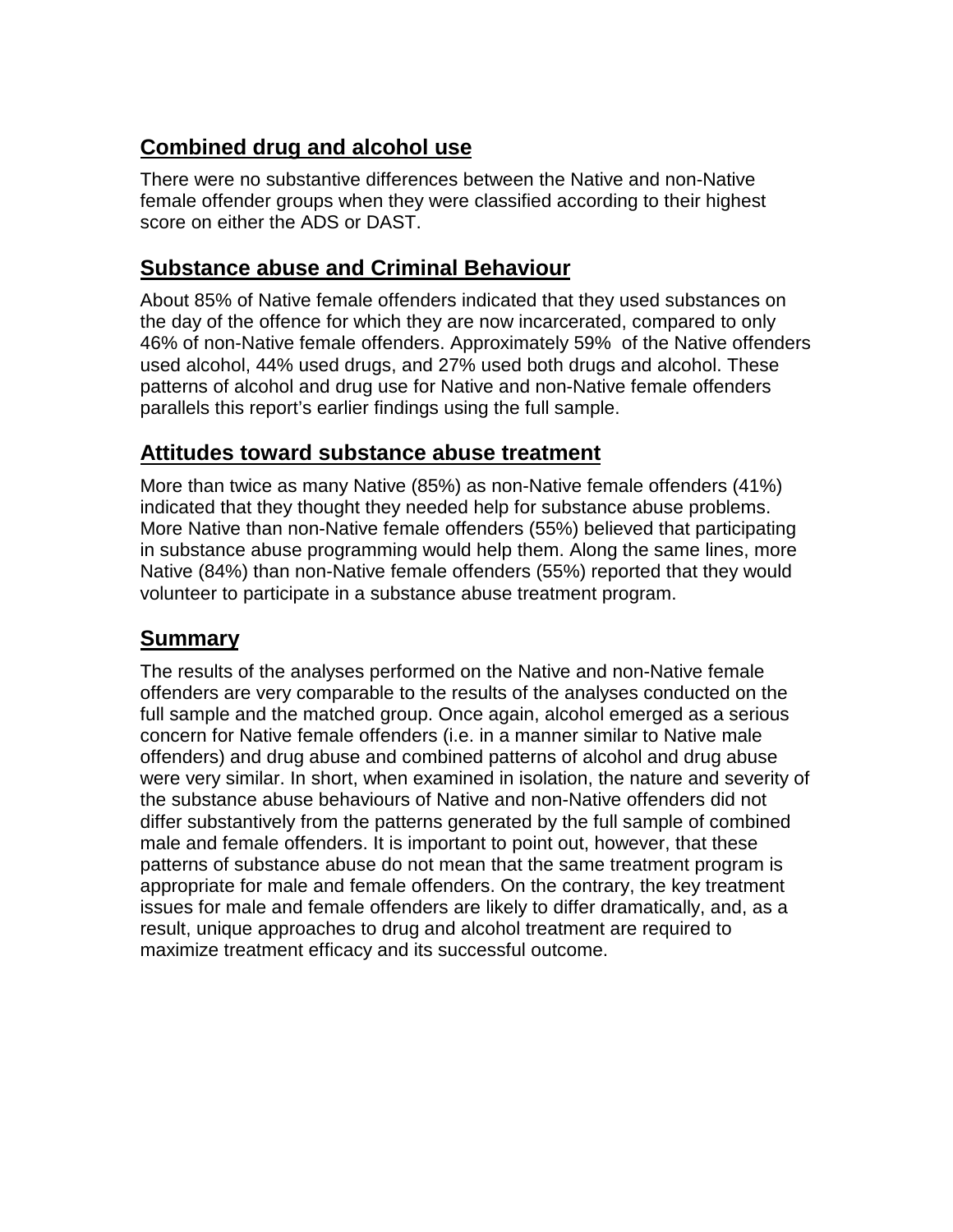## Combined drug and alcohol use

There were no substantive differences between the Native and non-Native female offender groups when they were classified according to their highest score on either the ADS or DAST.

## Substance abuse and Criminal Behaviour

About 85% of Native female offenders indicated that they used substances on the day of the offence for which they are now incarcerated, compared to only 46% of non-Native female offenders. Approximately 59% of the Native offenders used alcohol, 44% used drugs, and 27% used both drugs and alcohol. These patterns of alcohol and drug use for Native and non-Native female offenders parallels this report's earlier findings using the full sample.

## Attitudes toward substance abuse treatment

More than twice as many Native (85%) as non-Native female offenders (41%) indicated that they thought they needed help for substance abuse problems. More Native than non-Native female offenders (55%) believed that participating in substance abuse programming would help them. Along the same lines, more Native (84%) than non-Native female offenders (55%) reported that they would volunteer to participate in a substance abuse treatment program.

## Summary

The results of the analyses performed on the Native and non-Native female offenders are very comparable to the results of the analyses conducted on the full sample and the matched group. Once again, alcohol emerged as a serious concern for Native female offenders (i.e. in a manner similar to Native male offenders) and drug abuse and combined patterns of alcohol and drug abuse were very similar. In short, when examined in isolation, the nature and severity of the substance abuse behaviours of Native and non-Native offenders did not differ substantively from the patterns generated by the full sample of combined male and female offenders. It is important to point out, however, that these patterns of substance abuse do not mean that the same treatment program is appropriate for male and female offenders. On the contrary, the key treatment issues for male and female offenders are likely to differ dramatically, and, as a result, unique approaches to drug and alcohol treatment are required to maximize treatment efficacy and its successful outcome.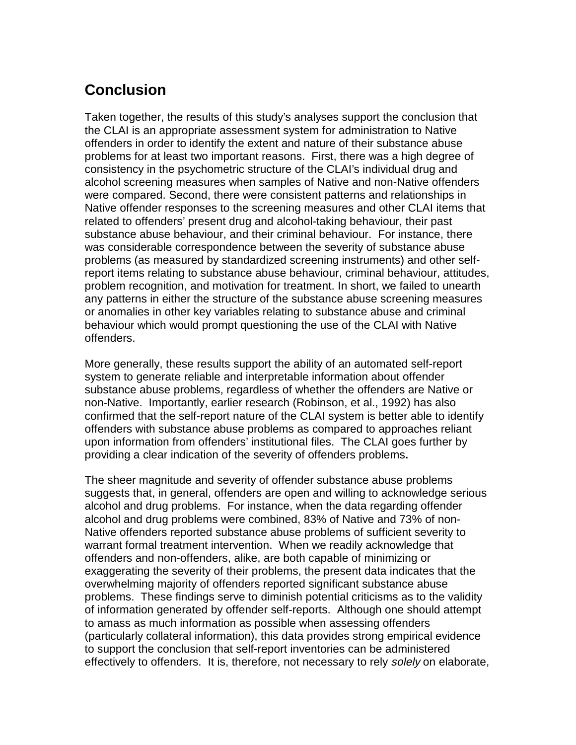## Conclusion

Taken together, the results of this study's analyses support the conclusion that the CLAI is an appropriate assessment system for administration to Native offenders in order to identify the extent and nature of their substance abuse problems for at least two important reasons. First, there was a high degree of consistency in the psychometric structure of the CLAI's individual drug and alcohol screening measures when samples of Native and non-Native offenders were compared. Second, there were consistent patterns and relationships in Native offender responses to the screening measures and other CLAI items that related to offenders' present drug and alcohol-taking behaviour, their past substance abuse behaviour, and their criminal behaviour. For instance, there was considerable correspondence between the severity of substance abuse problems (as measured by standardized screening instruments) and other self-report items relating to substance abuse behaviour, criminal behaviour, attitudes, problem recognition, and motivation for treatment. In short, we failed to unearth any patterns in either the structure of the substance abuse screening measures or anomalies in other key variables relating to substance abuse and criminal behaviour which would prompt questioning the use of the CLAI with Native offenders.

More generally, these results support the ability of an automated self-report system to generate reliable and interpretable information about offender substance abuse problems, regardless of whether the offenders are Native or non-Native. Importantly, earlier research (Robinson, et al., 1992) has also confirmed that the self-report nature of the CLAI system is better able to identify offenders with substance abuse problems as compared to approaches reliant upon information from offenders' institutional files. The CLAI goes further by providing a clear indication of the severity of offenders problems**.**

The sheer magnitude and severity of offender substance abuse problems suggests that, in general, offenders are open and willing to acknowledge serious alcohol and drug problems. For instance, when the data regarding offender alcohol and drug problems were combined, 83% of Native and 73% of non-Native offenders reported substance abuse problems of sufficient severity to warrant formal treatment intervention. When we readily acknowledge that offenders and non-offenders, alike, are both capable of minimizing or exaggerating the severity of their problems, the present data indicates that the overwhelming majority of offenders reported significant substance abuse problems. These findings serve to diminish potential criticisms as to the validity of information generated by offender self-reports. Although one should attempt to amass as much information as possible when assessing offenders (particularly collateral information), this data provides strong empirical evidence to support the conclusion that self-report inventories can be administered effectively to offenders. It is, therefore, not necessary to rely *solely* on elaborate,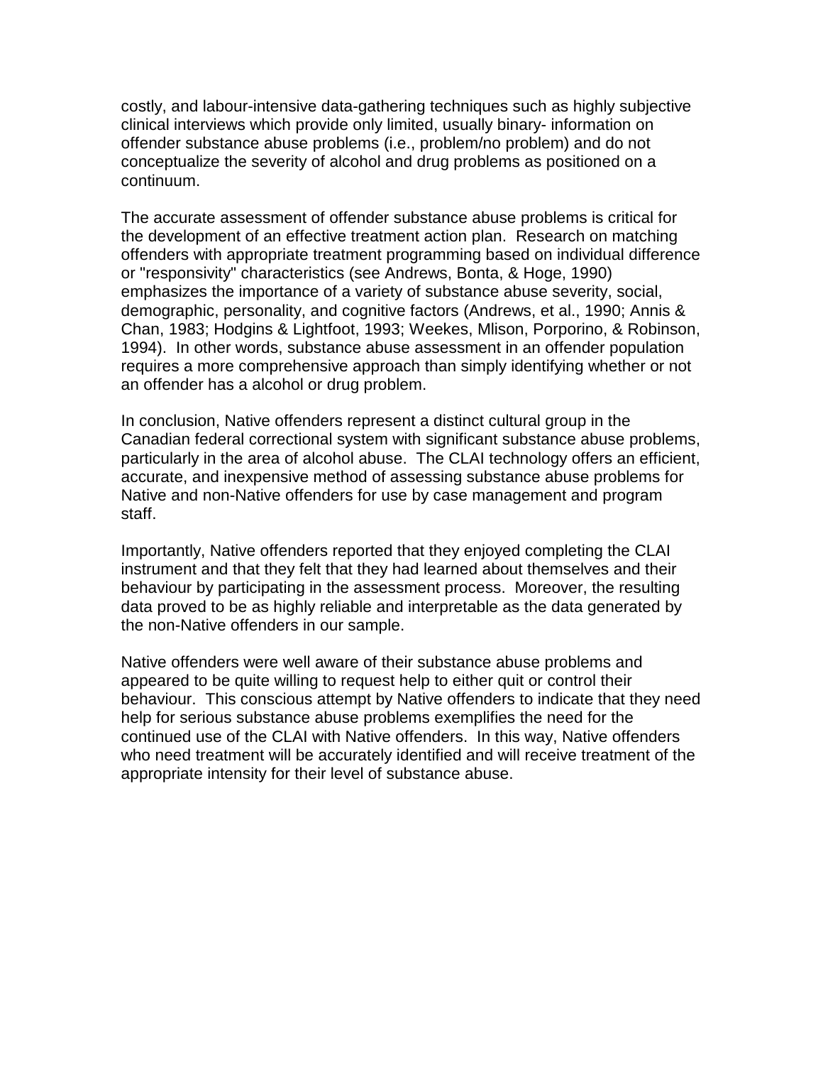costly, and labour-intensive data-gathering techniques such as highly subjective clinical interviews which provide only limited, usually binary- information on offender substance abuse problems (i.e., problem/no problem) and do not conceptualize the severity of alcohol and drug problems as positioned on a continuum.

The accurate assessment of offender substance abuse problems is critical for the development of an effective treatment action plan. Research on matching offenders with appropriate treatment programming based on individual difference or "responsivity" characteristics (see Andrews, Bonta, & Hoge, 1990) emphasizes the importance of a variety of substance abuse severity, social, demographic, personality, and cognitive factors (Andrews, et al., 1990; Annis & Chan, 1983; Hodgins & Lightfoot, 1993; Weekes, Mlison, Porporino, & Robinson, 1994). In other words, substance abuse assessment in an offender population requires a more comprehensive approach than simply identifying whether or not an offender has a alcohol or drug problem.

In conclusion, Native offenders represent a distinct cultural group in the Canadian federal correctional system with significant substance abuse problems, particularly in the area of alcohol abuse. The CLAI technology offers an efficient, accurate, and inexpensive method of assessing substance abuse problems for Native and non-Native offenders for use by case management and program staff.

Importantly, Native offenders reported that they enjoyed completing the CLAI instrument and that they felt that they had learned about themselves and their behaviour by participating in the assessment process. Moreover, the resulting data proved to be as highly reliable and interpretable as the data generated by the non-Native offenders in our sample.

Native offenders were well aware of their substance abuse problems and appeared to be quite willing to request help to either quit or control their behaviour. This conscious attempt by Native offenders to indicate that they need help for serious substance abuse problems exemplifies the need for the continued use of the CLAI with Native offenders. In this way, Native offenders who need treatment will be accurately identified and will receive treatment of the appropriate intensity for their level of substance abuse.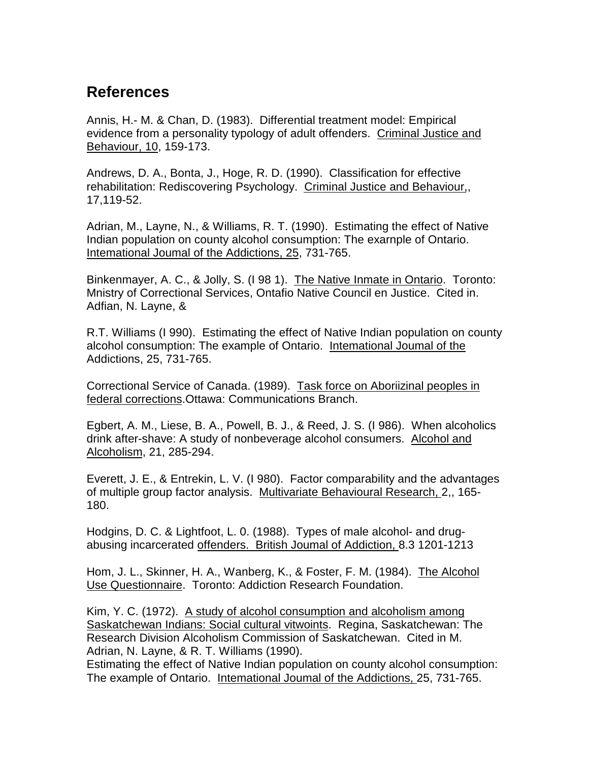## References

Annis, H.- M. & Chan, D. (1983). Differential treatment model: Empirical evidence from a personality typology of adult offenders. Criminal Justice and Behaviour, 10, 159-173.

Andrews, D. A., Bonta, J., Hoge, R. D. (1990). Classification for effective rehabilitation: Rediscovering Psychology. Criminal Justice and Behaviour,, 17,119-52.

Adrian, M., Layne, N., & Williams, R. T. (1990). Estimating the effect of Native Indian population on county alcohol consumption: The exarnple of Ontario. Intemational Joumal of the Addictions, 25, 731-765.

Binkenmayer, A. C., & Jolly, S. (I 98 1). The Native Inmate in Ontario. Toronto: Mnistry of Correctional Services, Ontafio Native Council en Justice. Cited in. Adfian, N. Layne, &

R.T. Williams (I 990). Estimating the effect of Native Indian population on county alcohol consumption: The example of Ontario. Intemational Joumal of the Addictions, 25, 731-765.

Correctional Service of Canada. (1989). Task force on Aboriizinal peoples in federal corrections.Ottawa: Communications Branch.

Egbert, A. M., Liese, B. A., Powell, B. J., & Reed, J. S. (I 986). When alcoholics drink after-shave: A study of nonbeverage alcohol consumers. Alcohol and Alcoholism, 21, 285-294.

Everett, J. E., & Entrekin, L. V. (I 980). Factor comparability and the advantages of multiple group factor analysis. Multivariate Behavioural Research, 2,, 165-180.

Hodgins, D. C. & Lightfoot, L. 0. (1988). Types of male alcohol- and drug-abusing incarcerated offenders. British Joumal of Addiction, 8.3 1201-1213

Hom, J. L., Skinner, H. A., Wanberg, K., & Foster, F. M. (1984). The Alcohol Use Questionnaire. Toronto: Addiction Research Foundation.

Kim, Y. C. (1972). A study of alcohol consumption and alcoholism among Saskatchewan Indians: Social cultural vitwoints. Regina, Saskatchewan: The Research Division Alcoholism Commission of Saskatchewan. Cited in M. Adrian, N. Layne, & R. T. Williams (1990).
Estimating the effect of Native Indian population on county alcohol consumption: The example of Ontario. Intemational Joumal of the Addictions, 25, 731-765.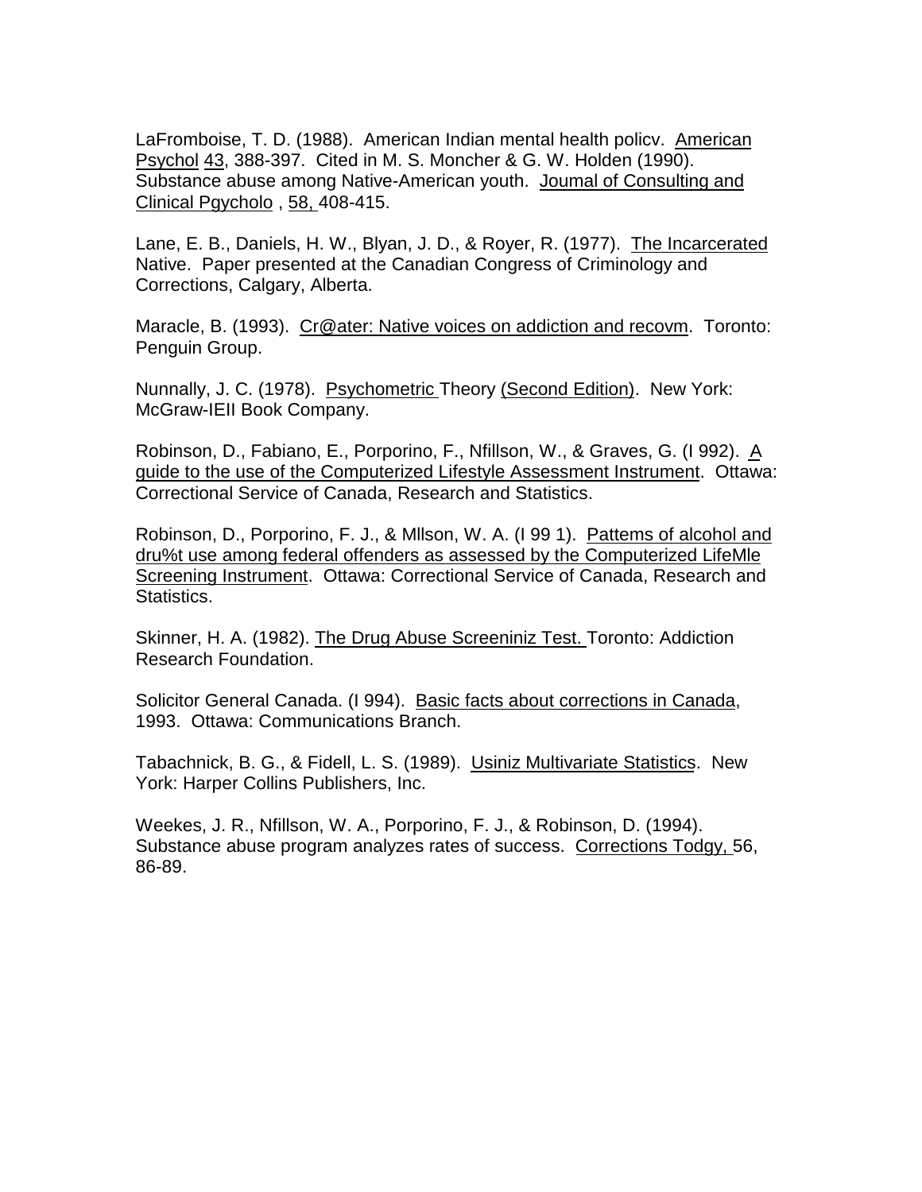LaFromboise, T. D. (1988). American Indian mental health policv. American Psychol 43, 388-397. Cited in M. S. Moncher & G. W. Holden (1990). Substance abuse among Native-American youth. Joumal of Consulting and Clinical Pgycholo , 58, 408-415.

Lane, E. B., Daniels, H. W., Blyan, J. D., & Royer, R. (1977). The Incarcerated Native. Paper presented at the Canadian Congress of Criminology and Corrections, Calgary, Alberta.

Maracle, B. (1993). Cr@ater: Native voices on addiction and recovm. Toronto: Penguin Group.

Nunnally, J. C. (1978). Psychometric Theory (Second Edition). New York: McGraw-IEII Book Company.

Robinson, D., Fabiano, E., Porporino, F., Nfillson, W., & Graves, G. (I 992). A guide to the use of the Computerized Lifestyle Assessment Instrument. Ottawa: Correctional Service of Canada, Research and Statistics.

Robinson, D., Porporino, F. J., & Mllson, W. A. (I 99 1). Pattems of alcohol and dru%t use among federal offenders as assessed by the Computerized LifeMle Screening Instrument. Ottawa: Correctional Service of Canada, Research and Statistics.

Skinner, H. A. (1982). The Drug Abuse Screeniniz Test. Toronto: Addiction Research Foundation.

Solicitor General Canada. (I 994). Basic facts about corrections in Canada, 1993. Ottawa: Communications Branch.

Tabachnick, B. G., & Fidell, L. S. (1989). Usiniz Multivariate Statistics. New York: Harper Collins Publishers, Inc.

Weekes, J. R., Nfillson, W. A., Porporino, F. J., & Robinson, D. (1994). Substance abuse program analyzes rates of success. Corrections Todgy, 56, 86-89.